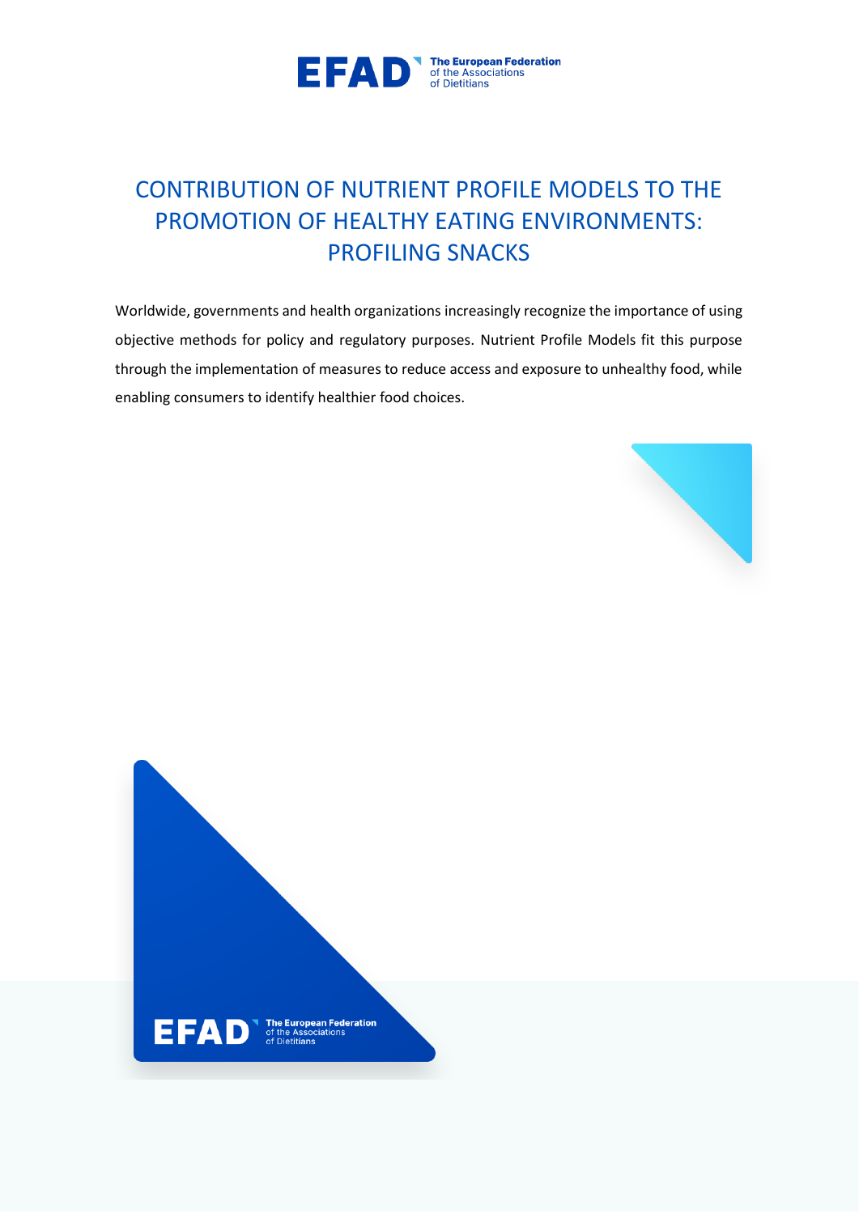EFAD The European Federation of the Associations of Dietitians

# CONTRIBUTION OF NUTRIENT PROFILE MODELS TO THE PROMOTION OF HEALTHY EATING ENVIRONMENTS: PROFILING SNACKS

Worldwide, governments and health organizations increasingly recognize the importance of using objective methods for policy and regulatory purposes. Nutrient Profile Models fit this purpose through the implementation of measures to reduce access and exposure to unhealthy food, while enabling consumers to identify healthier food choices.

EFAD The European Federation of the Associations of Dietitians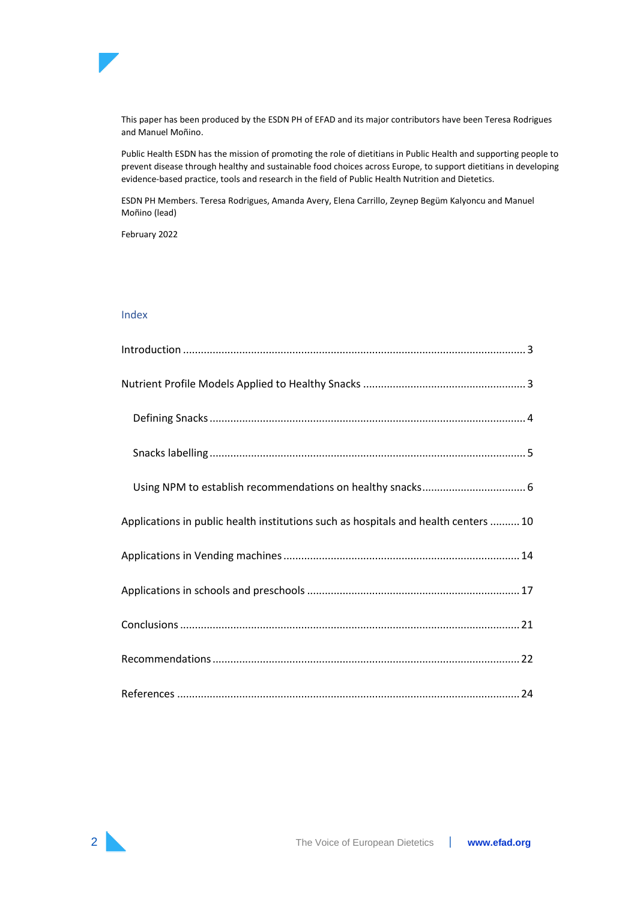This paper has been produced by the ESDN PH of EFAD and its major contributors have been Teresa Rodrigues and Manuel Moñino.

Public Health ESDN has the mission of promoting the role of dietitians in Public Health and supporting people to prevent disease through healthy and sustainable food choices across Europe, to support dietitians in developing evidence-based practice, tools and research in the field of Public Health Nutrition and Dietetics.

ESDN PH Members. Teresa Rodrigues, Amanda Avery, Elena Carrillo, Zeynep Begüm Kalyoncu and Manuel Moñino (lead)

February 2022

## Index

- Introduction ........................................................................ 3
- Nutrient Profile Models Applied to Healthy Snacks ........................................ 3
  - Defining Snacks ........................................................................ 4
  - Snacks labelling ........................................................................ 5
  - Using NPM to establish recommendations on healthy snacks .................................. 6
- Applications in public health institutions such as hospitals and health centers .......... 10
- Applications in Vending machines ........................................................ 14
- Applications in schools and preschools .................................................. 17
- Conclusions ........................................................................ 21
- Recommendations ........................................................................ 22
- References ........................................................................ 24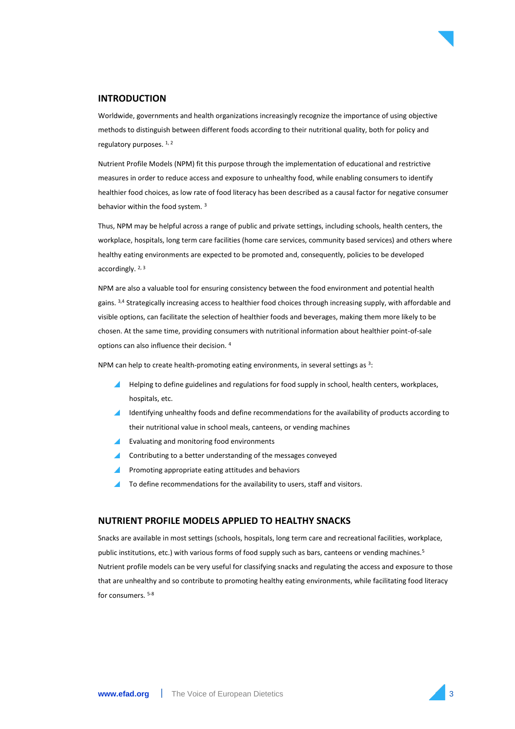## INTRODUCTION

Worldwide, governments and health organizations increasingly recognize the importance of using objective methods to distinguish between different foods according to their nutritional quality, both for policy and regulatory purposes. [1, 2]

Nutrient Profile Models (NPM) fit this purpose through the implementation of educational and restrictive measures in order to reduce access and exposure to unhealthy food, while enabling consumers to identify healthier food choices, as low rate of food literacy has been described as a causal factor for negative consumer behavior within the food system. [3]

Thus, NPM may be helpful across a range of public and private settings, including schools, health centers, the workplace, hospitals, long term care facilities (home care services, community based services) and others where healthy eating environments are expected to be promoted and, consequently, policies to be developed accordingly. [2, 3]

NPM are also a valuable tool for ensuring consistency between the food environment and potential health gains. [3,4] Strategically increasing access to healthier food choices through increasing supply, with affordable and visible options, can facilitate the selection of healthier foods and beverages, making them more likely to be chosen. At the same time, providing consumers with nutritional information about healthier point-of-sale options can also influence their decision. [4]

NPM can help to create health-promoting eating environments, in several settings as [3]:

- Helping to define guidelines and regulations for food supply in school, health centers, workplaces, hospitals, etc.
- Identifying unhealthy foods and define recommendations for the availability of products according to their nutritional value in school meals, canteens, or vending machines
- Evaluating and monitoring food environments
- Contributing to a better understanding of the messages conveyed
- Promoting appropriate eating attitudes and behaviors
- To define recommendations for the availability to users, staff and visitors.

## NUTRIENT PROFILE MODELS APPLIED TO HEALTHY SNACKS

Snacks are available in most settings (schools, hospitals, long term care and recreational facilities, workplace, public institutions, etc.) with various forms of food supply such as bars, canteens or vending machines.[5] Nutrient profile models can be very useful for classifying snacks and regulating the access and exposure to those that are unhealthy and so contribute to promoting healthy eating environments, while facilitating food literacy for consumers. [5-8]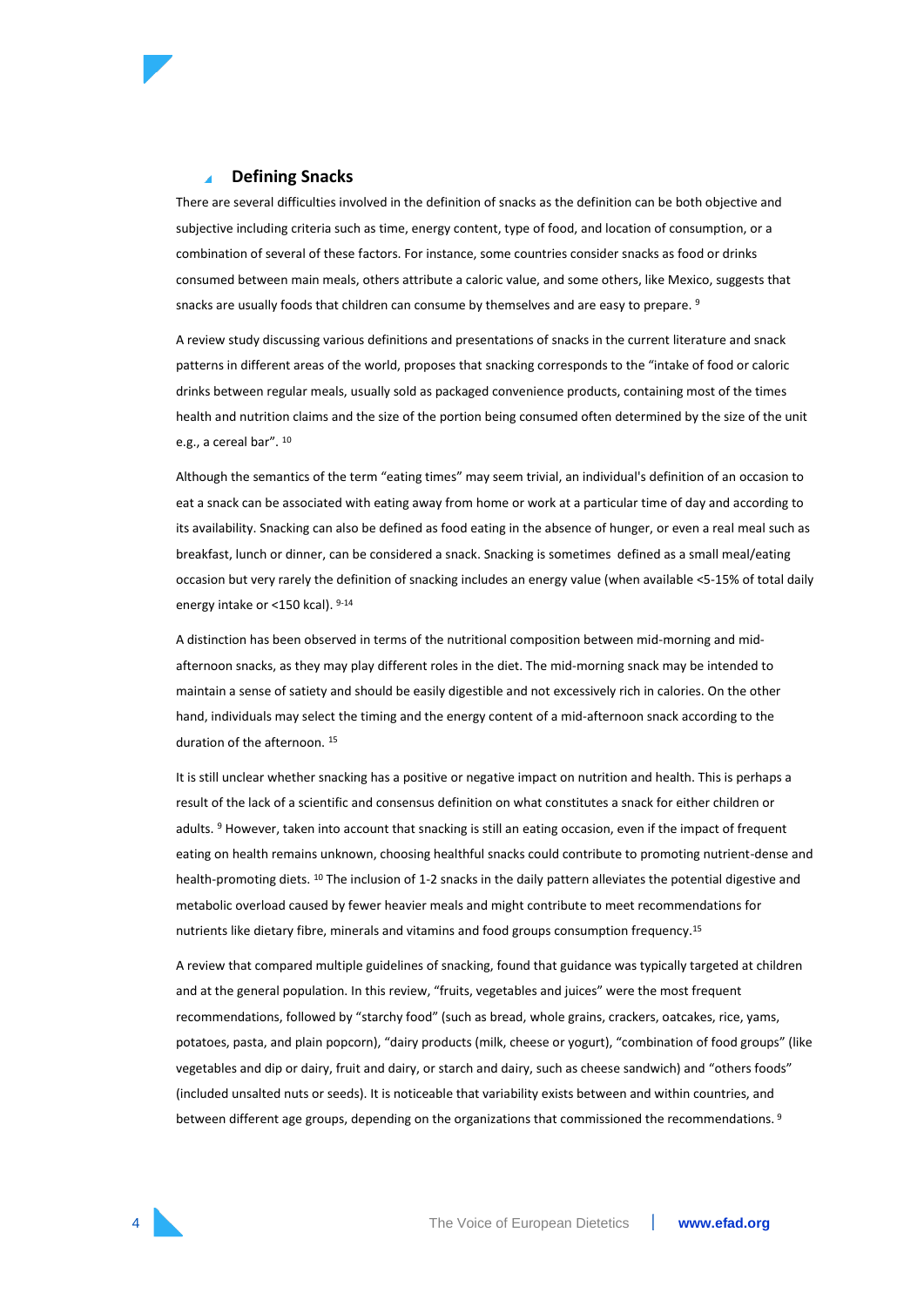## Defining Snacks

There are several difficulties involved in the definition of snacks as the definition can be both objective and subjective including criteria such as time, energy content, type of food, and location of consumption, or a combination of several of these factors. For instance, some countries consider snacks as food or drinks consumed between main meals, others attribute a caloric value, and some others, like Mexico, suggests that snacks are usually foods that children can consume by themselves and are easy to prepare. [9]

A review study discussing various definitions and presentations of snacks in the current literature and snack patterns in different areas of the world, proposes that snacking corresponds to the "intake of food or caloric drinks between regular meals, usually sold as packaged convenience products, containing most of the times health and nutrition claims and the size of the portion being consumed often determined by the size of the unit e.g., a cereal bar". [10]

Although the semantics of the term "eating times" may seem trivial, an individual's definition of an occasion to eat a snack can be associated with eating away from home or work at a particular time of day and according to its availability. Snacking can also be defined as food eating in the absence of hunger, or even a real meal such as breakfast, lunch or dinner, can be considered a snack. Snacking is sometimes defined as a small meal/eating occasion but very rarely the definition of snacking includes an energy value (when available <5-15% of total daily energy intake or <150 kcal). [9-14]

A distinction has been observed in terms of the nutritional composition between mid-morning and mid-afternoon snacks, as they may play different roles in the diet. The mid-morning snack may be intended to maintain a sense of satiety and should be easily digestible and not excessively rich in calories. On the other hand, individuals may select the timing and the energy content of a mid-afternoon snack according to the duration of the afternoon. [15]

It is still unclear whether snacking has a positive or negative impact on nutrition and health. This is perhaps a result of the lack of a scientific and consensus definition on what constitutes a snack for either children or adults. [9] However, taken into account that snacking is still an eating occasion, even if the impact of frequent eating on health remains unknown, choosing healthful snacks could contribute to promoting nutrient-dense and health-promoting diets. [10] The inclusion of 1-2 snacks in the daily pattern alleviates the potential digestive and metabolic overload caused by fewer heavier meals and might contribute to meet recommendations for nutrients like dietary fibre, minerals and vitamins and food groups consumption frequency.[15]

A review that compared multiple guidelines of snacking, found that guidance was typically targeted at children and at the general population. In this review, "fruits, vegetables and juices" were the most frequent recommendations, followed by "starchy food" (such as bread, whole grains, crackers, oatcakes, rice, yams, potatoes, pasta, and plain popcorn), "dairy products (milk, cheese or yogurt), "combination of food groups" (like vegetables and dip or dairy, fruit and dairy, or starch and dairy, such as cheese sandwich) and "others foods" (included unsalted nuts or seeds). It is noticeable that variability exists between and within countries, and between different age groups, depending on the organizations that commissioned the recommendations. [9]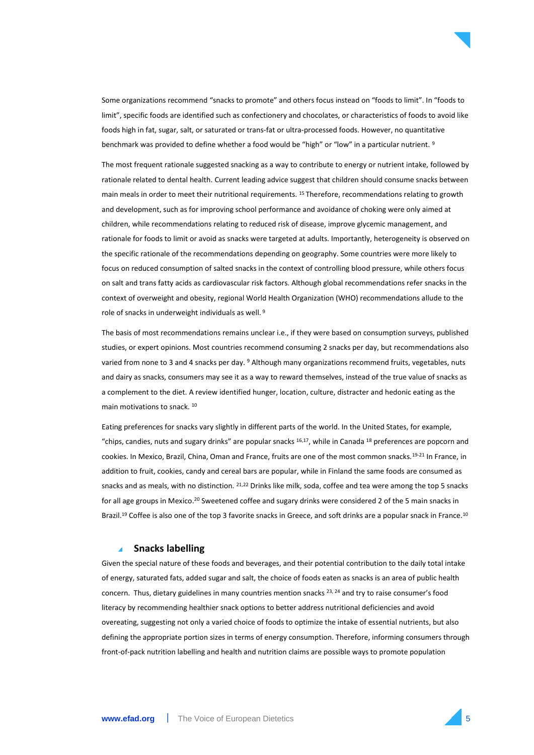Some organizations recommend "snacks to promote" and others focus instead on "foods to limit". In "foods to limit", specific foods are identified such as confectionery and chocolates, or characteristics of foods to avoid like foods high in fat, sugar, salt, or saturated or trans-fat or ultra-processed foods. However, no quantitative benchmark was provided to define whether a food would be "high" or "low" in a particular nutrient. [9]

The most frequent rationale suggested snacking as a way to contribute to energy or nutrient intake, followed by rationale related to dental health. Current leading advice suggest that children should consume snacks between main meals in order to meet their nutritional requirements. [15] Therefore, recommendations relating to growth and development, such as for improving school performance and avoidance of choking were only aimed at children, while recommendations relating to reduced risk of disease, improve glycemic management, and rationale for foods to limit or avoid as snacks were targeted at adults. Importantly, heterogeneity is observed on the specific rationale of the recommendations depending on geography. Some countries were more likely to focus on reduced consumption of salted snacks in the context of controlling blood pressure, while others focus on salt and trans fatty acids as cardiovascular risk factors. Although global recommendations refer snacks in the context of overweight and obesity, regional World Health Organization (WHO) recommendations allude to the role of snacks in underweight individuals as well. [9]

The basis of most recommendations remains unclear i.e., if they were based on consumption surveys, published studies, or expert opinions. Most countries recommend consuming 2 snacks per day, but recommendations also varied from none to 3 and 4 snacks per day. [9] Although many organizations recommend fruits, vegetables, nuts and dairy as snacks, consumers may see it as a way to reward themselves, instead of the true value of snacks as a complement to the diet. A review identified hunger, location, culture, distracter and hedonic eating as the main motivations to snack. [10]

Eating preferences for snacks vary slightly in different parts of the world. In the United States, for example, "chips, candies, nuts and sugary drinks" are popular snacks [16,17], while in Canada [18] preferences are popcorn and cookies. In Mexico, Brazil, China, Oman and France, fruits are one of the most common snacks.[19-21] In France, in addition to fruit, cookies, candy and cereal bars are popular, while in Finland the same foods are consumed as snacks and as meals, with no distinction. [21,22] Drinks like milk, soda, coffee and tea were among the top 5 snacks for all age groups in Mexico.[20] Sweetened coffee and sugary drinks were considered 2 of the 5 main snacks in Brazil.[19] Coffee is also one of the top 3 favorite snacks in Greece, and soft drinks are a popular snack in France.[10]

## Snacks labelling

Given the special nature of these foods and beverages, and their potential contribution to the daily total intake of energy, saturated fats, added sugar and salt, the choice of foods eaten as snacks is an area of public health concern. Thus, dietary guidelines in many countries mention snacks [23, 24] and try to raise consumer's food literacy by recommending healthier snack options to better address nutritional deficiencies and avoid overeating, suggesting not only a varied choice of foods to optimize the intake of essential nutrients, but also defining the appropriate portion sizes in terms of energy consumption. Therefore, informing consumers through front-of-pack nutrition labelling and health and nutrition claims are possible ways to promote population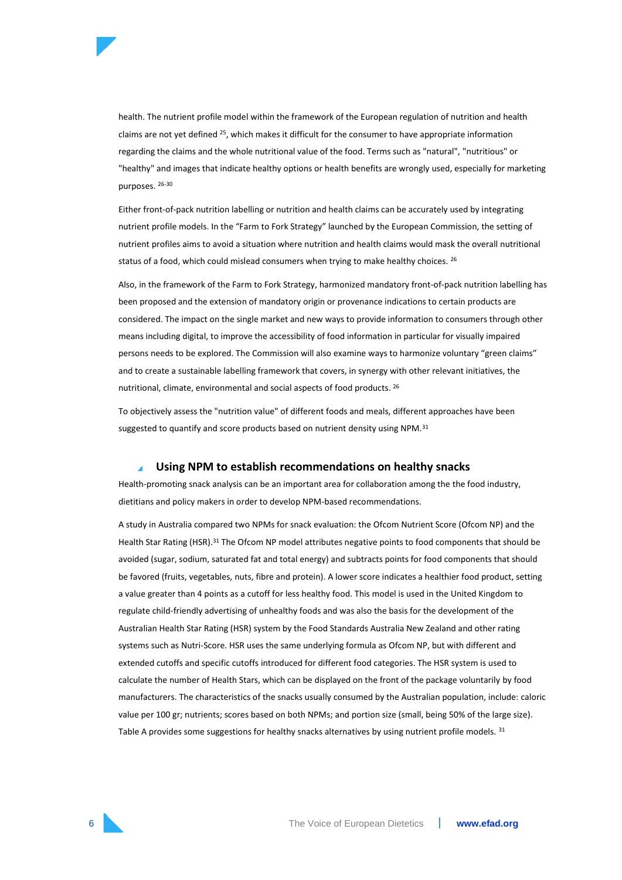health. The nutrient profile model within the framework of the European regulation of nutrition and health claims are not yet defined [25], which makes it difficult for the consumer to have appropriate information regarding the claims and the whole nutritional value of the food. Terms such as "natural", "nutritious" or "healthy" and images that indicate healthy options or health benefits are wrongly used, especially for marketing purposes. [26-30]

Either front-of-pack nutrition labelling or nutrition and health claims can be accurately used by integrating nutrient profile models. In the "Farm to Fork Strategy" launched by the European Commission, the setting of nutrient profiles aims to avoid a situation where nutrition and health claims would mask the overall nutritional status of a food, which could mislead consumers when trying to make healthy choices. [26]

Also, in the framework of the Farm to Fork Strategy, harmonized mandatory front-of-pack nutrition labelling has been proposed and the extension of mandatory origin or provenance indications to certain products are considered. The impact on the single market and new ways to provide information to consumers through other means including digital, to improve the accessibility of food information in particular for visually impaired persons needs to be explored. The Commission will also examine ways to harmonize voluntary "green claims" and to create a sustainable labelling framework that covers, in synergy with other relevant initiatives, the nutritional, climate, environmental and social aspects of food products. [26]

To objectively assess the "nutrition value" of different foods and meals, different approaches have been suggested to quantify and score products based on nutrient density using NPM.[31]

## Using NPM to establish recommendations on healthy snacks

Health-promoting snack analysis can be an important area for collaboration among the the food industry, dietitians and policy makers in order to develop NPM-based recommendations.

A study in Australia compared two NPMs for snack evaluation: the Ofcom Nutrient Score (Ofcom NP) and the Health Star Rating (HSR).[31] The Ofcom NP model attributes negative points to food components that should be avoided (sugar, sodium, saturated fat and total energy) and subtracts points for food components that should be favored (fruits, vegetables, nuts, fibre and protein). A lower score indicates a healthier food product, setting a value greater than 4 points as a cutoff for less healthy food. This model is used in the United Kingdom to regulate child-friendly advertising of unhealthy foods and was also the basis for the development of the Australian Health Star Rating (HSR) system by the Food Standards Australia New Zealand and other rating systems such as Nutri-Score. HSR uses the same underlying formula as Ofcom NP, but with different and extended cutoffs and specific cutoffs introduced for different food categories. The HSR system is used to calculate the number of Health Stars, which can be displayed on the front of the package voluntarily by food manufacturers. The characteristics of the snacks usually consumed by the Australian population, include: caloric value per 100 gr; nutrients; scores based on both NPMs; and portion size (small, being 50% of the large size). Table A provides some suggestions for healthy snacks alternatives by using nutrient profile models. [31]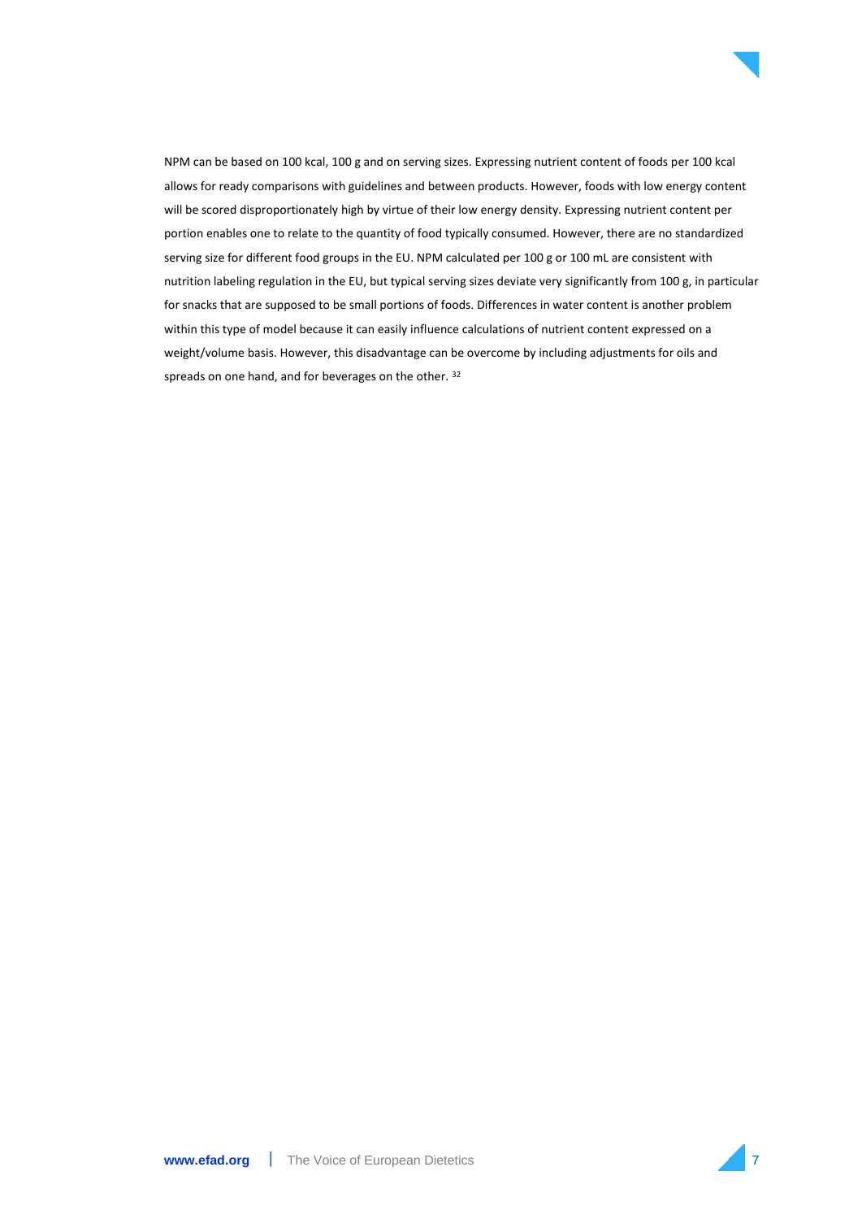NPM can be based on 100 kcal, 100 g and on serving sizes. Expressing nutrient content of foods per 100 kcal allows for ready comparisons with guidelines and between products. However, foods with low energy content will be scored disproportionately high by virtue of their low energy density. Expressing nutrient content per portion enables one to relate to the quantity of food typically consumed. However, there are no standardized serving size for different food groups in the EU. NPM calculated per 100 g or 100 mL are consistent with nutrition labeling regulation in the EU, but typical serving sizes deviate very significantly from 100 g, in particular for snacks that are supposed to be small portions of foods. Differences in water content is another problem within this type of model because it can easily influence calculations of nutrient content expressed on a weight/volume basis. However, this disadvantage can be overcome by including adjustments for oils and spreads on one hand, and for beverages on the other. [32]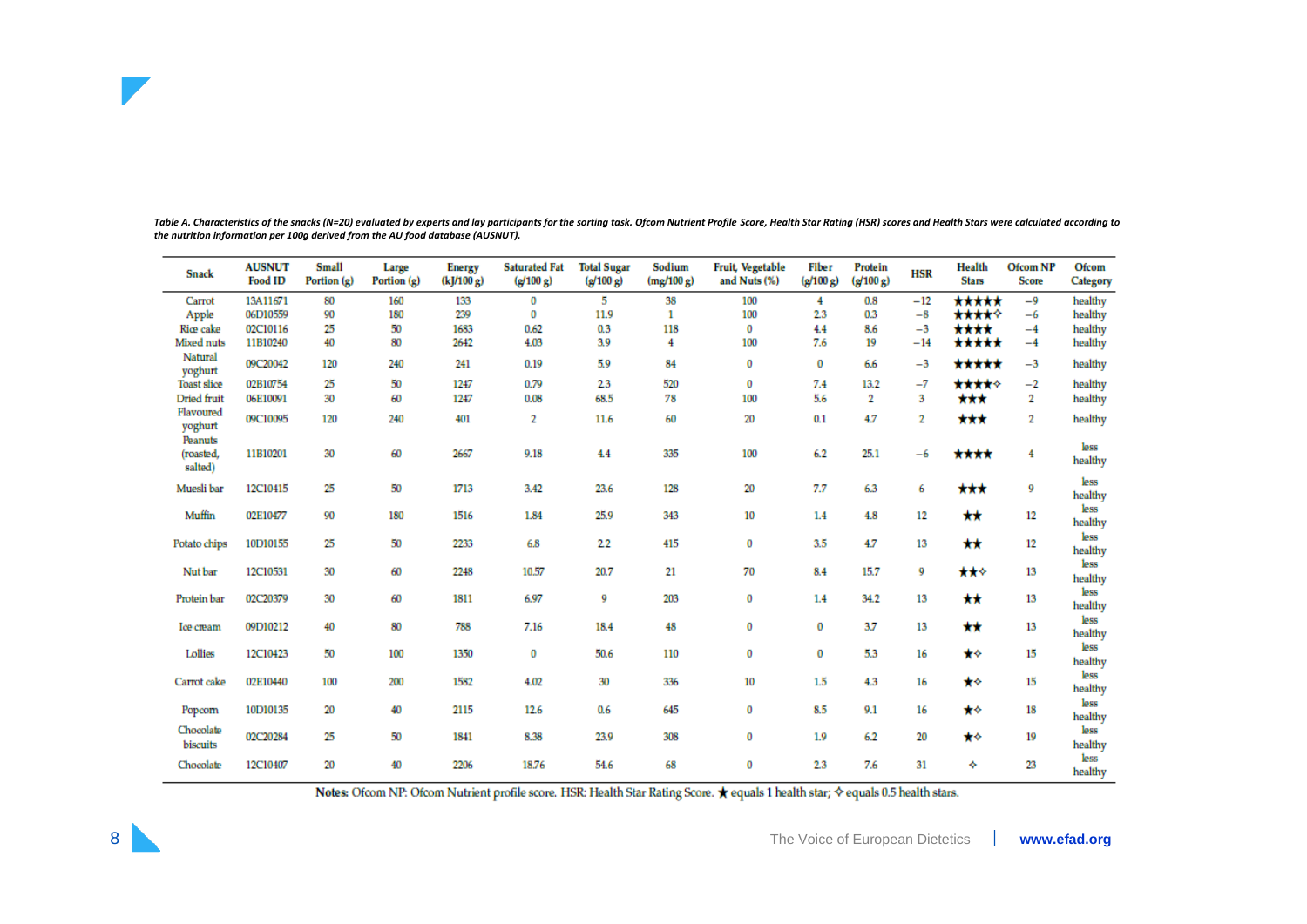*Table A. Characteristics of the snacks (N=20) evaluated by experts and lay participants for the sorting task. Ofcom Nutrient Profile Score, Health Star Rating (HSR) scores and Health Stars were calculated according to the nutrition information per 100g derived from the AU food database (AUSNUT).*

| Snack | AUSNUT Food ID | Small Portion (g) | Large Portion (g) | Energy (kJ/100 g) | Saturated Fat (g/100 g) | Total Sugar (g/100 g) | Sodium (mg/100 g) | Fruit, Vegetable and Nuts (%) | Fiber (g/100 g) | Protein (g/100 g) | HSR | Health Stars | Ofcom NP Score | Ofcom Category |
|---|---|---|---|---|---|---|---|---|---|---|---|---|---|---|
| Carrot | 13A11671 | 80 | 160 | 133 | 0 | 5 | 38 | 100 | 4 | 0.8 | −12 | ★★★★★ | −9 | healthy |
| Apple | 06D10559 | 90 | 180 | 239 | 0 | 11.9 | 1 | 100 | 2.3 | 0.3 | −8 | ★★★★✧ | −6 | healthy |
| Rice cake | 02C10116 | 25 | 50 | 1683 | 0.62 | 0.3 | 118 | 0 | 4.4 | 8.6 | −3 | ★★★★ | −4 | healthy |
| Mixed nuts | 11B10240 | 40 | 80 | 2642 | 4.03 | 3.9 | 4 | 100 | 7.6 | 19 | −14 | ★★★★★ | −4 | healthy |
| Natural yoghurt | 09C20042 | 120 | 240 | 241 | 0.19 | 5.9 | 84 | 0 | 0 | 6.6 | −3 | ★★★★★ | −3 | healthy |
| Toast slice | 02B10754 | 25 | 50 | 1247 | 0.79 | 2.3 | 520 | 0 | 7.4 | 13.2 | −7 | ★★★★✧ | −2 | healthy |
| Dried fruit | 06E10091 | 30 | 60 | 1247 | 0.08 | 68.5 | 78 | 100 | 5.6 | 2 | 3 | ★★★ | 2 | healthy |
| Flavoured yoghurt | 09C10095 | 120 | 240 | 401 | 2 | 11.6 | 60 | 20 | 0.1 | 4.7 | 2 | ★★★ | 2 | healthy |
| Peanuts (roasted, salted) | 11B10201 | 30 | 60 | 2667 | 9.18 | 4.4 | 335 | 100 | 6.2 | 25.1 | −6 | ★★★★ | 4 | less healthy |
| Muesli bar | 12C10415 | 25 | 50 | 1713 | 3.42 | 23.6 | 128 | 20 | 7.7 | 6.3 | 6 | ★★★ | 9 | less healthy |
| Muffin | 02E10477 | 90 | 180 | 1516 | 1.84 | 25.9 | 343 | 10 | 1.4 | 4.8 | 12 | ★★ | 12 | less healthy |
| Potato chips | 10D10155 | 25 | 50 | 2233 | 6.8 | 2.2 | 415 | 0 | 3.5 | 4.7 | 13 | ★★ | 12 | less healthy |
| Nut bar | 12C10531 | 30 | 60 | 2248 | 10.57 | 20.7 | 21 | 70 | 8.4 | 15.7 | 9 | ★★✧ | 13 | less healthy |
| Protein bar | 02C20379 | 30 | 60 | 1811 | 6.97 | 9 | 203 | 0 | 1.4 | 34.2 | 13 | ★★ | 13 | less healthy |
| Ice cream | 09D10212 | 40 | 80 | 788 | 7.16 | 18.4 | 48 | 0 | 0 | 3.7 | 13 | ★★ | 13 | less healthy |
| Lollies | 12C10423 | 50 | 100 | 1350 | 0 | 50.6 | 110 | 0 | 0 | 5.3 | 16 | ★✧ | 15 | less healthy |
| Carrot cake | 02E10440 | 100 | 200 | 1582 | 4.02 | 30 | 336 | 10 | 1.5 | 4.3 | 16 | ★✧ | 15 | less healthy |
| Popcorn | 10D10135 | 20 | 40 | 2115 | 12.6 | 0.6 | 645 | 0 | 8.5 | 9.1 | 16 | ★✧ | 18 | less healthy |
| Chocolate biscuits | 02C20284 | 25 | 50 | 1841 | 8.38 | 23.9 | 308 | 0 | 1.9 | 6.2 | 20 | ★✧ | 19 | less healthy |
| Chocolate | 12C10407 | 20 | 40 | 2206 | 18.76 | 54.6 | 68 | 0 | 2.3 | 7.6 | 31 | ✧ | 23 | less healthy |

**Notes:** Ofcom NP: Ofcom Nutrient profile score. HSR: Health Star Rating Score. ★ equals 1 health star; ✧ equals 0.5 health stars.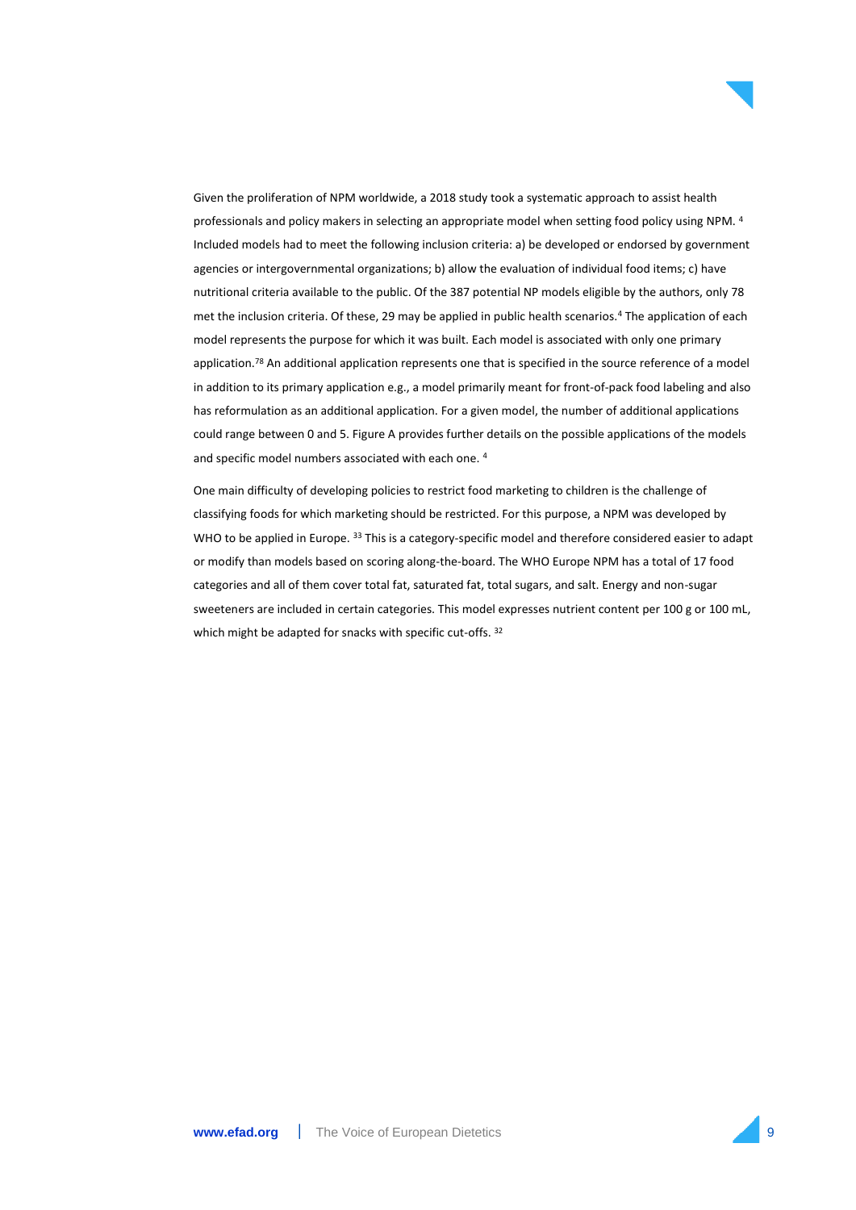Given the proliferation of NPM worldwide, a 2018 study took a systematic approach to assist health professionals and policy makers in selecting an appropriate model when setting food policy using NPM. [4] Included models had to meet the following inclusion criteria: a) be developed or endorsed by government agencies or intergovernmental organizations; b) allow the evaluation of individual food items; c) have nutritional criteria available to the public. Of the 387 potential NP models eligible by the authors, only 78 met the inclusion criteria. Of these, 29 may be applied in public health scenarios.[4] The application of each model represents the purpose for which it was built. Each model is associated with only one primary application.[78] An additional application represents one that is specified in the source reference of a model in addition to its primary application e.g., a model primarily meant for front-of-pack food labeling and also has reformulation as an additional application. For a given model, the number of additional applications could range between 0 and 5. Figure A provides further details on the possible applications of the models and specific model numbers associated with each one. [4]

One main difficulty of developing policies to restrict food marketing to children is the challenge of classifying foods for which marketing should be restricted. For this purpose, a NPM was developed by WHO to be applied in Europe. [33] This is a category-specific model and therefore considered easier to adapt or modify than models based on scoring along-the-board. The WHO Europe NPM has a total of 17 food categories and all of them cover total fat, saturated fat, total sugars, and salt. Energy and non-sugar sweeteners are included in certain categories. This model expresses nutrient content per 100 g or 100 mL, which might be adapted for snacks with specific cut-offs. [32]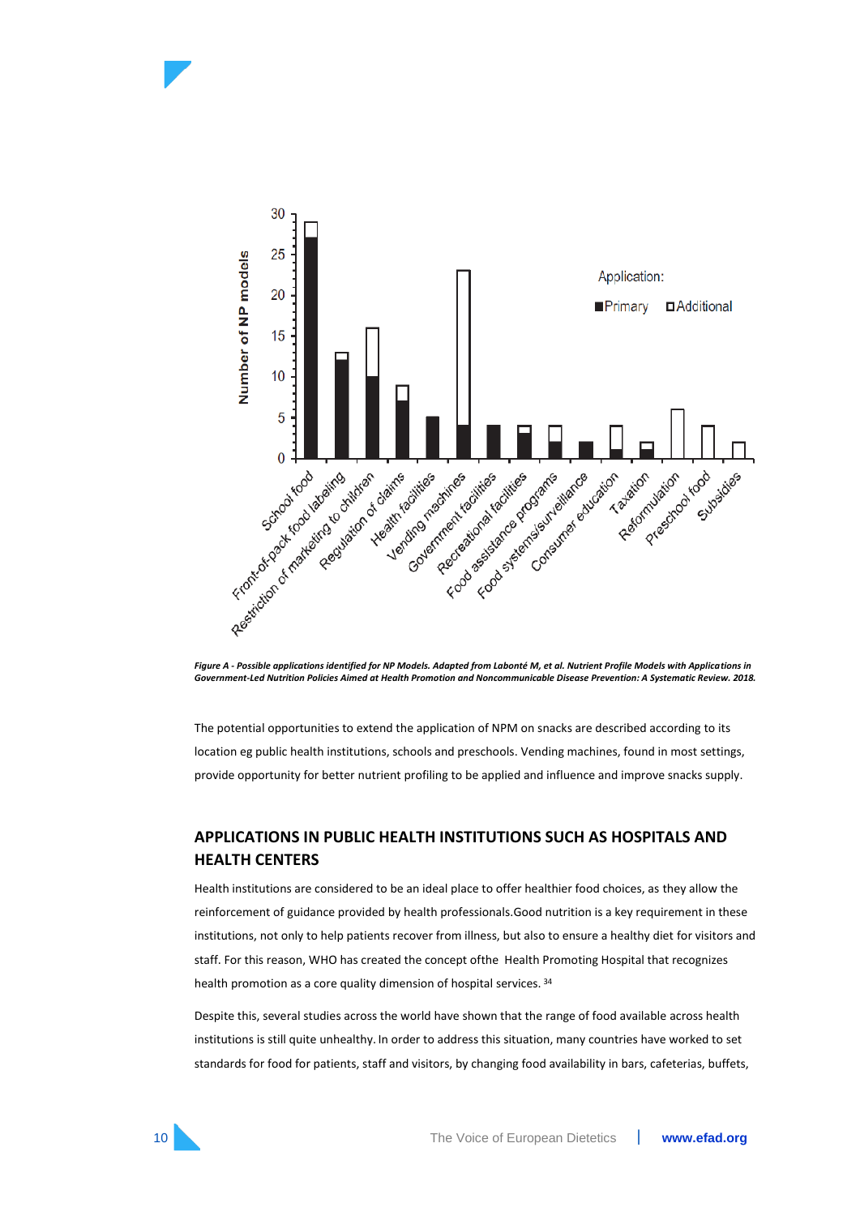Number of NP models

30
25
20
15
10
5
0

Application:
Primary
Additional

School food
Front-of-pack food labeling
Restriction of marketing to children
Regulation of claims
Health facilities
Vending machines
Government facilities
Recreational facilities
Food assistance programs
Food systems/surveillance
Consumer education
Taxation
Reformulation
Preschool food
Subsidies

***Figure A - Possible applications identified for NP Models. Adapted from Labonté M, et al. Nutrient Profile Models with Applications in Government-Led Nutrition Policies Aimed at Health Promotion and Noncommunicable Disease Prevention: A Systematic Review. 2018.***

The potential opportunities to extend the application of NPM on snacks are described according to its location eg public health institutions, schools and preschools. Vending machines, found in most settings, provide opportunity for better nutrient profiling to be applied and influence and improve snacks supply.

## APPLICATIONS IN PUBLIC HEALTH INSTITUTIONS SUCH AS HOSPITALS AND HEALTH CENTERS

Health institutions are considered to be an ideal place to offer healthier food choices, as they allow the reinforcement of guidance provided by health professionals.Good nutrition is a key requirement in these institutions, not only to help patients recover from illness, but also to ensure a healthy diet for visitors and staff. For this reason, WHO has created the concept ofthe  Health Promoting Hospital that recognizes health promotion as a core quality dimension of hospital services. [34]

Despite this, several studies across the world have shown that the range of food available across health institutions is still quite unhealthy. In order to address this situation, many countries have worked to set standards for food for patients, staff and visitors, by changing food availability in bars, cafeterias, buffets,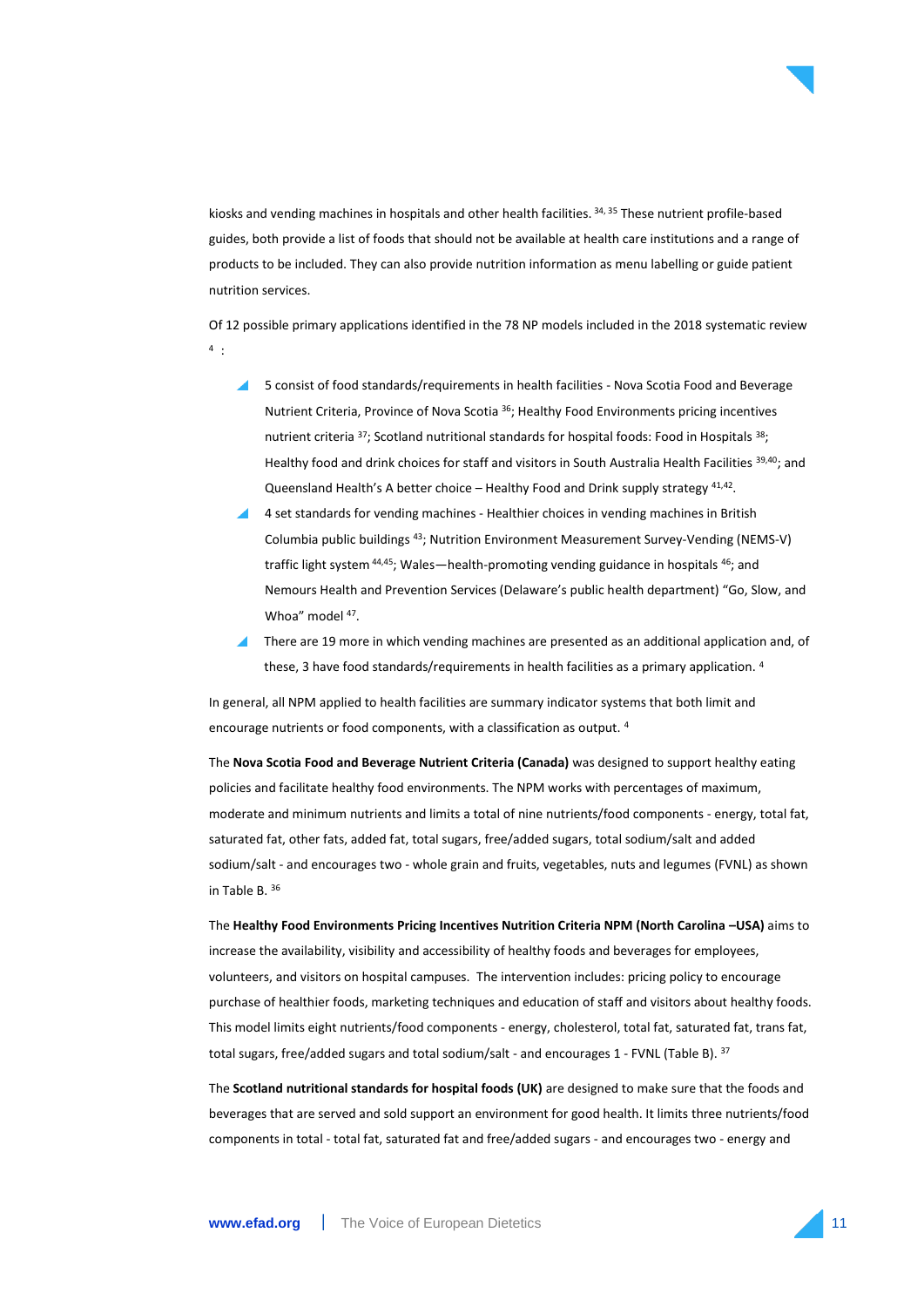kiosks and vending machines in hospitals and other health facilities. [34, 35] These nutrient profile-based guides, both provide a list of foods that should not be available at health care institutions and a range of products to be included. They can also provide nutrition information as menu labelling or guide patient nutrition services.

Of 12 possible primary applications identified in the 78 NP models included in the 2018 systematic review [4] :

- 5 consist of food standards/requirements in health facilities - Nova Scotia Food and Beverage Nutrient Criteria, Province of Nova Scotia [36]; Healthy Food Environments pricing incentives nutrient criteria [37]; Scotland nutritional standards for hospital foods: Food in Hospitals [38]; Healthy food and drink choices for staff and visitors in South Australia Health Facilities [39,40]; and Queensland Health's A better choice – Healthy Food and Drink supply strategy [41,42].
- 4 set standards for vending machines - Healthier choices in vending machines in British Columbia public buildings [43]; Nutrition Environment Measurement Survey-Vending (NEMS-V) traffic light system [44,45]; Wales—health-promoting vending guidance in hospitals [46]; and Nemours Health and Prevention Services (Delaware's public health department) "Go, Slow, and Whoa" model [47].
- There are 19 more in which vending machines are presented as an additional application and, of these, 3 have food standards/requirements in health facilities as a primary application. [4]

In general, all NPM applied to health facilities are summary indicator systems that both limit and encourage nutrients or food components, with a classification as output. [4]

The **Nova Scotia Food and Beverage Nutrient Criteria (Canada)** was designed to support healthy eating policies and facilitate healthy food environments. The NPM works with percentages of maximum, moderate and minimum nutrients and limits a total of nine nutrients/food components - energy, total fat, saturated fat, other fats, added fat, total sugars, free/added sugars, total sodium/salt and added sodium/salt - and encourages two - whole grain and fruits, vegetables, nuts and legumes (FVNL) as shown in Table B. [36]

The **Healthy Food Environments Pricing Incentives Nutrition Criteria NPM (North Carolina –USA)** aims to increase the availability, visibility and accessibility of healthy foods and beverages for employees, volunteers, and visitors on hospital campuses. The intervention includes: pricing policy to encourage purchase of healthier foods, marketing techniques and education of staff and visitors about healthy foods. This model limits eight nutrients/food components - energy, cholesterol, total fat, saturated fat, trans fat, total sugars, free/added sugars and total sodium/salt - and encourages 1 - FVNL (Table B). [37]

The **Scotland nutritional standards for hospital foods (UK)** are designed to make sure that the foods and beverages that are served and sold support an environment for good health. It limits three nutrients/food components in total - total fat, saturated fat and free/added sugars - and encourages two - energy and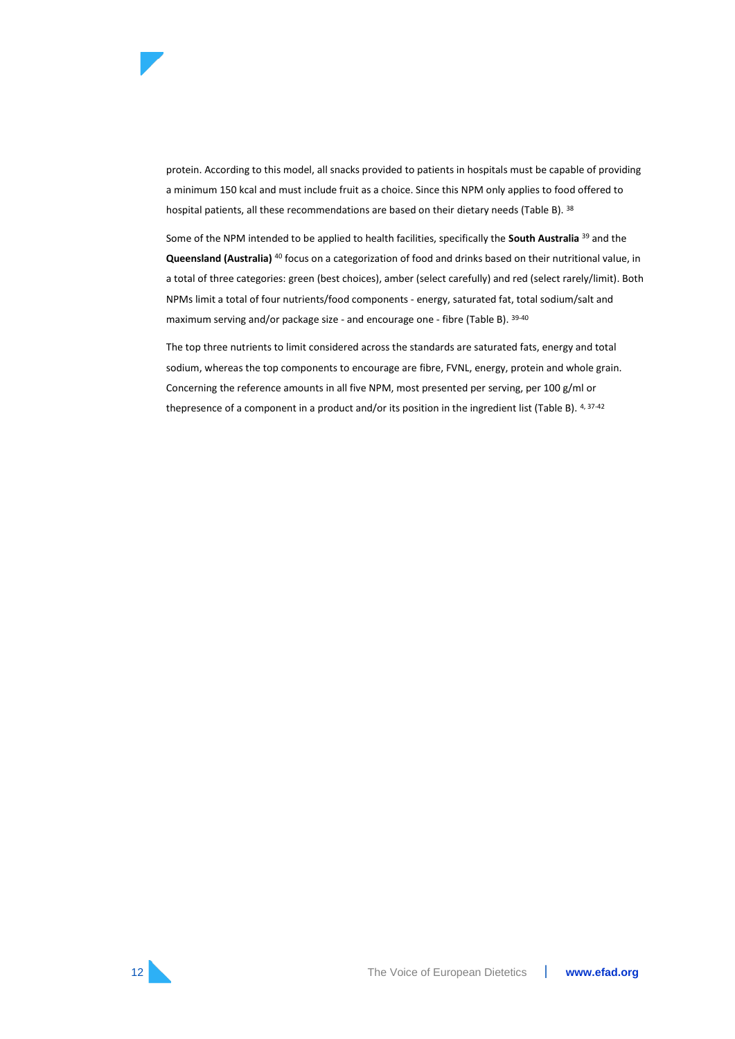protein. According to this model, all snacks provided to patients in hospitals must be capable of providing a minimum 150 kcal and must include fruit as a choice. Since this NPM only applies to food offered to hospital patients, all these recommendations are based on their dietary needs (Table B). [38]

Some of the NPM intended to be applied to health facilities, specifically the **South Australia** [39] and the **Queensland (Australia)** [40] focus on a categorization of food and drinks based on their nutritional value, in a total of three categories: green (best choices), amber (select carefully) and red (select rarely/limit). Both NPMs limit a total of four nutrients/food components - energy, saturated fat, total sodium/salt and maximum serving and/or package size - and encourage one - fibre (Table B). [39-40]

The top three nutrients to limit considered across the standards are saturated fats, energy and total sodium, whereas the top components to encourage are fibre, FVNL, energy, protein and whole grain. Concerning the reference amounts in all five NPM, most presented per serving, per 100 g/ml or thepresence of a component in a product and/or its position in the ingredient list (Table B). [4, 37-42]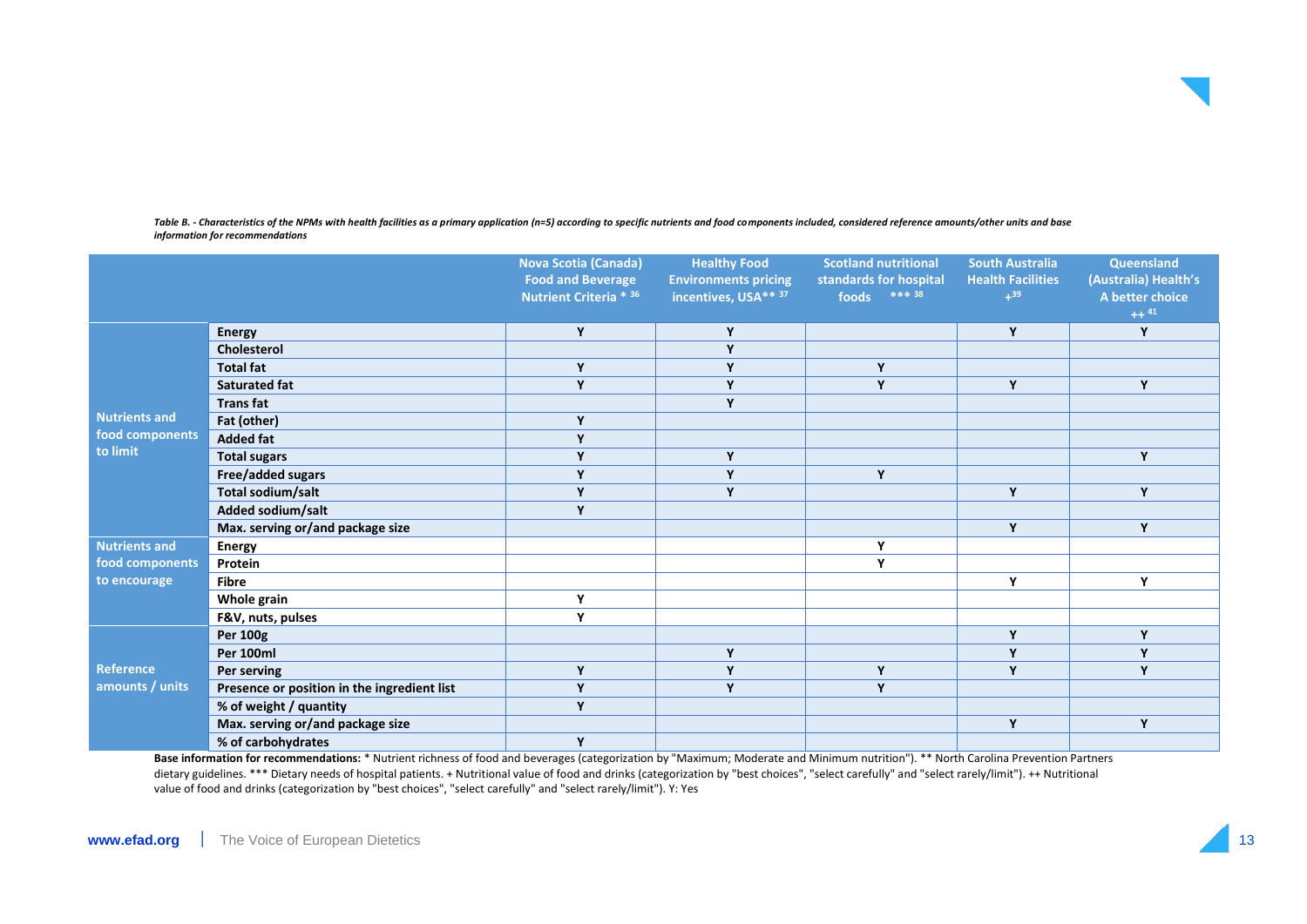*Table B. - Characteristics of the NPMs with health facilities as a primary application (n=5) according to specific nutrients and food components included, considered reference amounts/other units and base information for recommendations*

| | | Nova Scotia (Canada) Food and Beverage Nutrient Criteria * [36] | Healthy Food Environments pricing incentives, USA** [37] | Scotland nutritional standards for hospital foods *** [38] | South Australia Health Facilities + [39] | Queensland (Australia) Health's A better choice ++ [41] |
|---|---|---|---|---|---|---|
| Nutrients and food components to limit | Energy | Y | Y | | Y | Y |
| | Cholesterol | | Y | | | |
| | Total fat | Y | Y | Y | | |
| | Saturated fat | Y | Y | Y | Y | Y |
| | Trans fat | | Y | | | |
| | Fat (other) | Y | | | | |
| | Added fat | Y | | | | |
| | Total sugars | Y | Y | | | Y |
| | Free/added sugars | Y | Y | Y | | |
| | Total sodium/salt | Y | Y | | Y | Y |
| | Added sodium/salt | Y | | | | |
| | Max. serving or/and package size | | | | Y | Y |
| Nutrients and food components to encourage | Energy | | | Y | | |
| | Protein | | | Y | | |
| | Fibre | | | | Y | Y |
| | Whole grain | Y | | | | |
| | F&V, nuts, pulses | Y | | | | |
| Reference amounts / units | Per 100g | | | | Y | Y |
| | Per 100ml | | Y | | Y | Y |
| | Per serving | Y | Y | Y | Y | Y |
| | Presence or position in the ingredient list | Y | Y | Y | | |
| | % of weight / quantity | Y | | | | |
| | Max. serving or/and package size | | | | Y | Y |
| | % of carbohydrates | Y | | | | |

**Base information for recommendations:** * Nutrient richness of food and beverages (categorization by "Maximum; Moderate and Minimum nutrition"). ** North Carolina Prevention Partners dietary guidelines. *** Dietary needs of hospital patients. + Nutritional value of food and drinks (categorization by "best choices", "select carefully" and "select rarely/limit"). ++ Nutritional value of food and drinks (categorization by "best choices", "select carefully" and "select rarely/limit"). Y: Yes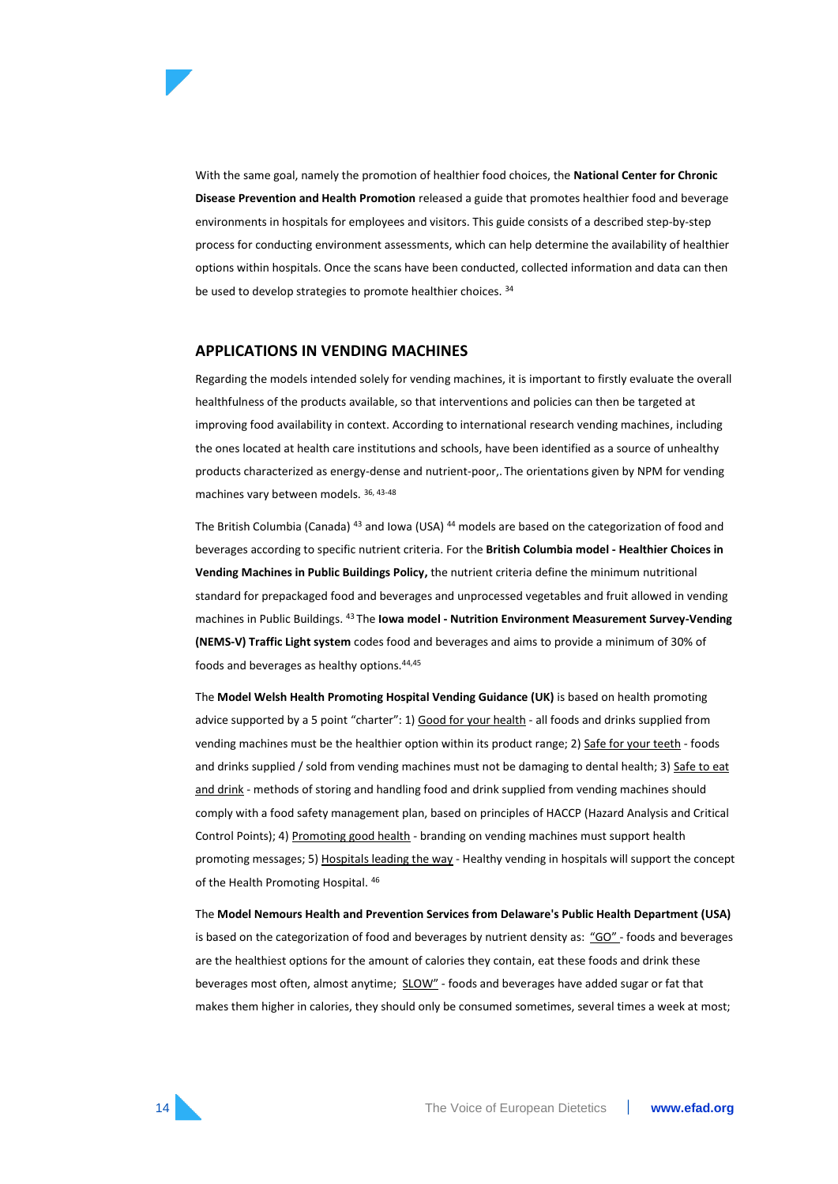With the same goal, namely the promotion of healthier food choices, the **National Center for Chronic Disease Prevention and Health Promotion** released a guide that promotes healthier food and beverage environments in hospitals for employees and visitors. This guide consists of a described step-by-step process for conducting environment assessments, which can help determine the availability of healthier options within hospitals. Once the scans have been conducted, collected information and data can then be used to develop strategies to promote healthier choices. [34]

## APPLICATIONS IN VENDING MACHINES

Regarding the models intended solely for vending machines, it is important to firstly evaluate the overall healthfulness of the products available, so that interventions and policies can then be targeted at improving food availability in context. According to international research vending machines, including the ones located at health care institutions and schools, have been identified as a source of unhealthy products characterized as energy-dense and nutrient-poor,. The orientations given by NPM for vending machines vary between models. [36, 43-48]

The British Columbia (Canada) [43] and Iowa (USA) [44] models are based on the categorization of food and beverages according to specific nutrient criteria. For the **British Columbia model - Healthier Choices in Vending Machines in Public Buildings Policy,** the nutrient criteria define the minimum nutritional standard for prepackaged food and beverages and unprocessed vegetables and fruit allowed in vending machines in Public Buildings. [43] The **Iowa model - Nutrition Environment Measurement Survey-Vending (NEMS-V) Traffic Light system** codes food and beverages and aims to provide a minimum of 30% of foods and beverages as healthy options.[44,45]

The **Model Welsh Health Promoting Hospital Vending Guidance (UK)** is based on health promoting advice supported by a 5 point "charter": 1) Good for your health - all foods and drinks supplied from vending machines must be the healthier option within its product range; 2) Safe for your teeth - foods and drinks supplied / sold from vending machines must not be damaging to dental health; 3) Safe to eat and drink - methods of storing and handling food and drink supplied from vending machines should comply with a food safety management plan, based on principles of HACCP (Hazard Analysis and Critical Control Points); 4) Promoting good health - branding on vending machines must support health promoting messages; 5) Hospitals leading the way - Healthy vending in hospitals will support the concept of the Health Promoting Hospital. [46]

The **Model Nemours Health and Prevention Services from Delaware's Public Health Department (USA)** is based on the categorization of food and beverages by nutrient density as: "GO" - foods and beverages are the healthiest options for the amount of calories they contain, eat these foods and drink these beverages most often, almost anytime; SLOW" - foods and beverages have added sugar or fat that makes them higher in calories, they should only be consumed sometimes, several times a week at most;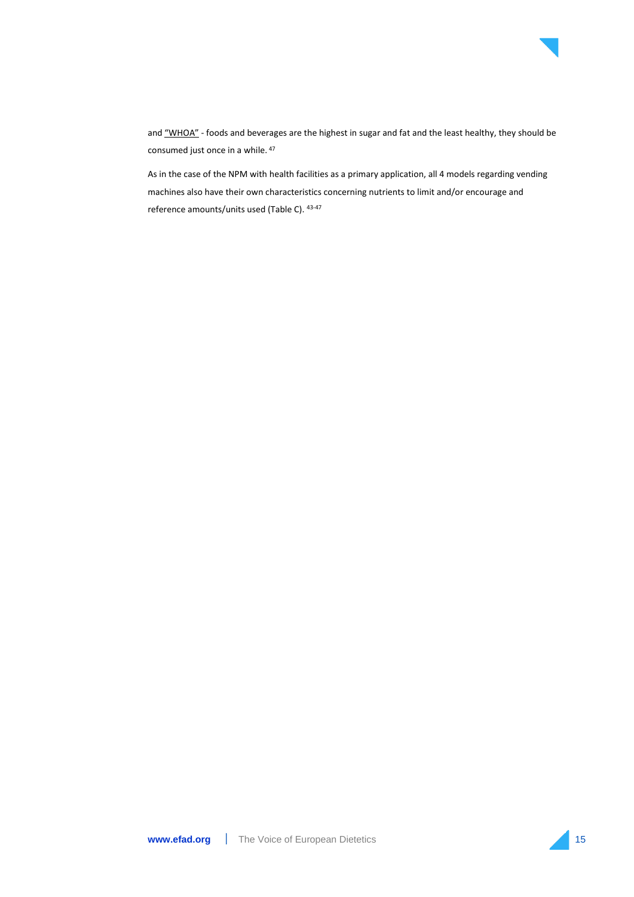and "WHOA" - foods and beverages are the highest in sugar and fat and the least healthy, they should be consumed just once in a while. [47]

As in the case of the NPM with health facilities as a primary application, all 4 models regarding vending machines also have their own characteristics concerning nutrients to limit and/or encourage and reference amounts/units used (Table C). [43-47]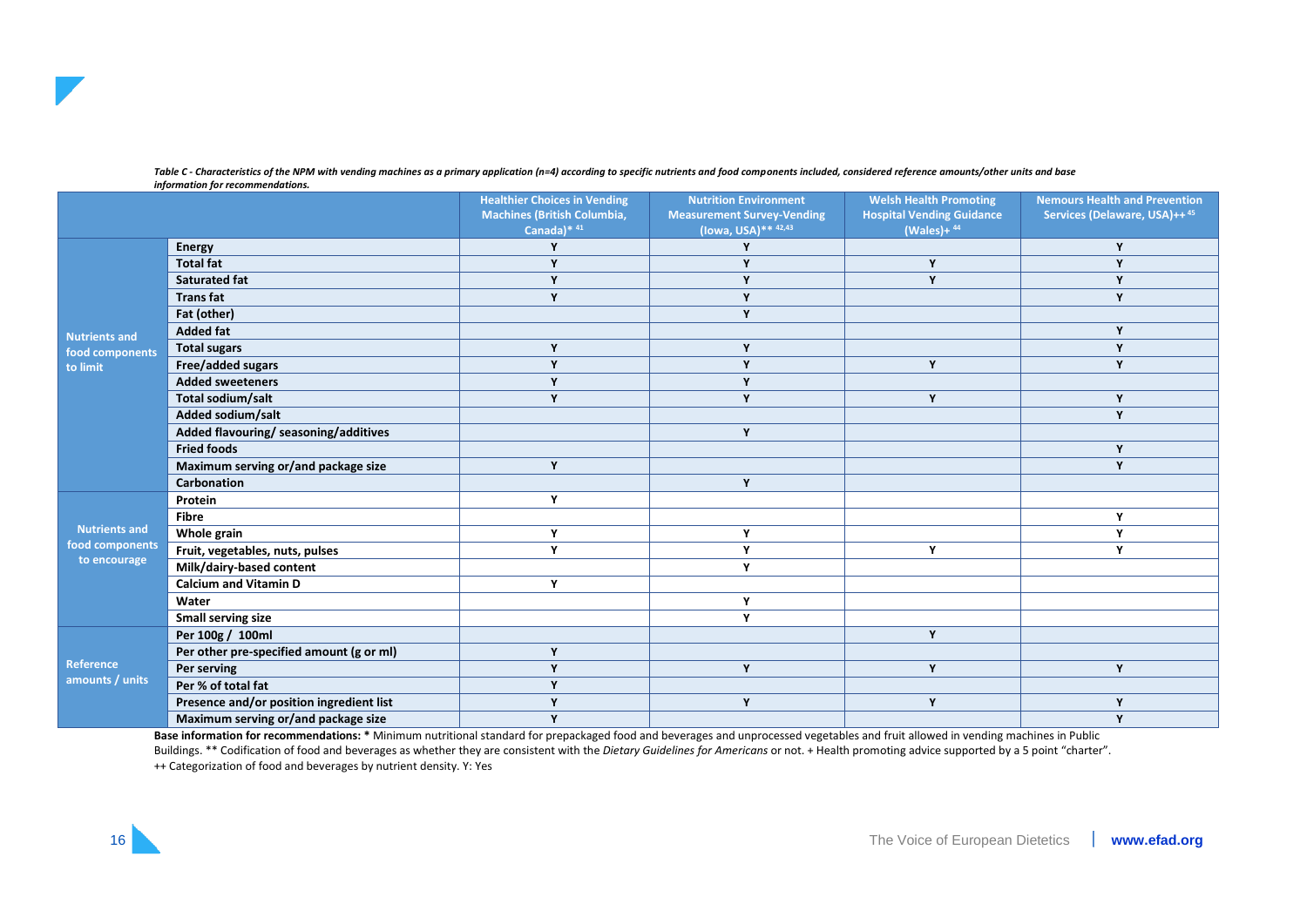*Table C - Characteristics of the NPM with vending machines as a primary application (n=4) according to specific nutrients and food components included, considered reference amounts/other units and base information for recommendations.*

| | | Healthier Choices in Vending Machines (British Columbia, Canada)* [41] | Nutrition Environment Measurement Survey-Vending (Iowa, USA)** [42,43] | Welsh Health Promoting Hospital Vending Guidance (Wales)+ [44] | Nemours Health and Prevention Services (Delaware, USA)++ [45] |
|---|---|---|---|---|---|
| **Nutrients and food components to limit** | **Energy** | Y | Y | | Y |
| | **Total fat** | Y | Y | Y | Y |
| | **Saturated fat** | Y | Y | Y | Y |
| | **Trans fat** | Y | Y | | Y |
| | **Fat (other)** | | Y | | |
| | **Added fat** | | | | Y |
| | **Total sugars** | Y | Y | | Y |
| | **Free/added sugars** | Y | Y | Y | Y |
| | **Added sweeteners** | Y | Y | | |
| | **Total sodium/salt** | Y | Y | Y | Y |
| | **Added sodium/salt** | | | | Y |
| | **Added flavouring/ seasoning/additives** | | Y | | |
| | **Fried foods** | | | | Y |
| | **Maximum serving or/and package size** | Y | | | Y |
| | **Carbonation** | | Y | | |
| **Nutrients and food components to encourage** | **Protein** | Y | | | |
| | **Fibre** | | | | Y |
| | **Whole grain** | Y | Y | | Y |
| | **Fruit, vegetables, nuts, pulses** | Y | Y | Y | Y |
| | **Milk/dairy-based content** | | Y | | |
| | **Calcium and Vitamin D** | Y | | | |
| | **Water** | | Y | | |
| | **Small serving size** | | Y | | |
| **Reference amounts / units** | **Per 100g / 100ml** | | | Y | |
| | **Per other pre-specified amount (g or ml)** | Y | | | |
| | **Per serving** | Y | Y | Y | Y |
| | **Per % of total fat** | Y | | | |
| | **Presence and/or position ingredient list** | Y | Y | Y | Y |
| | **Maximum serving or/and package size** | Y | | | Y |

**Base information for recommendations: *** Minimum nutritional standard for prepackaged food and beverages and unprocessed vegetables and fruit allowed in vending machines in Public Buildings. ** Codification of food and beverages as whether they are consistent with the *Dietary Guidelines for Americans* or not. + Health promoting advice supported by a 5 point "charter". ++ Categorization of food and beverages by nutrient density. Y: Yes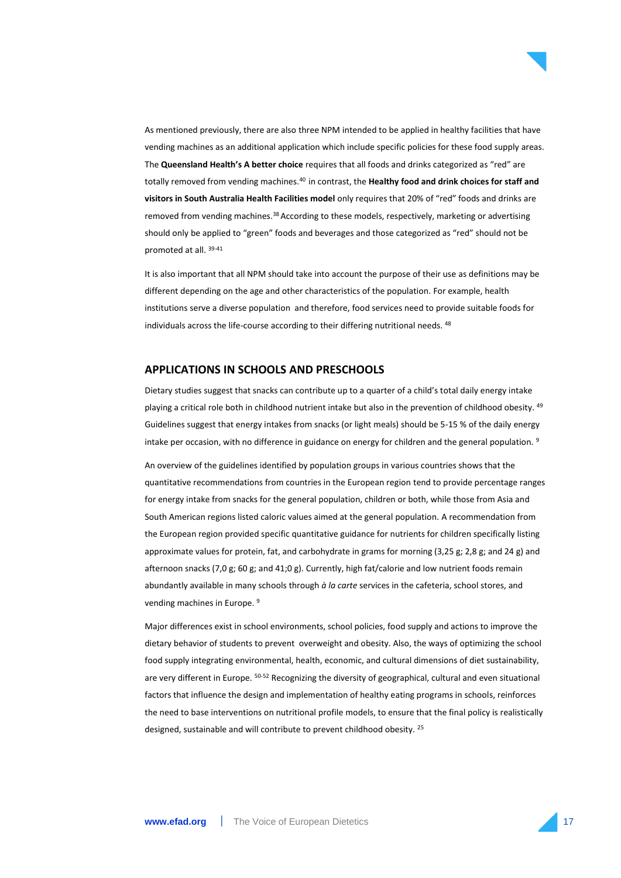As mentioned previously, there are also three NPM intended to be applied in healthy facilities that have vending machines as an additional application which include specific policies for these food supply areas. The **Queensland Health's A better choice** requires that all foods and drinks categorized as "red" are totally removed from vending machines.[40] in contrast, the **Healthy food and drink choices for staff and visitors in South Australia Health Facilities model** only requires that 20% of "red" foods and drinks are removed from vending machines.[38] According to these models, respectively, marketing or advertising should only be applied to "green" foods and beverages and those categorized as "red" should not be promoted at all. [39-41]

It is also important that all NPM should take into account the purpose of their use as definitions may be different depending on the age and other characteristics of the population. For example, health institutions serve a diverse population and therefore, food services need to provide suitable foods for individuals across the life-course according to their differing nutritional needs. [48]

## APPLICATIONS IN SCHOOLS AND PRESCHOOLS

Dietary studies suggest that snacks can contribute up to a quarter of a child's total daily energy intake playing a critical role both in childhood nutrient intake but also in the prevention of childhood obesity. [49] Guidelines suggest that energy intakes from snacks (or light meals) should be 5-15 % of the daily energy intake per occasion, with no difference in guidance on energy for children and the general population. [9]

An overview of the guidelines identified by population groups in various countries shows that the quantitative recommendations from countries in the European region tend to provide percentage ranges for energy intake from snacks for the general population, children or both, while those from Asia and South American regions listed caloric values aimed at the general population. A recommendation from the European region provided specific quantitative guidance for nutrients for children specifically listing approximate values for protein, fat, and carbohydrate in grams for morning (3,25 g; 2,8 g; and 24 g) and afternoon snacks (7,0 g; 60 g; and 41;0 g). Currently, high fat/calorie and low nutrient foods remain abundantly available in many schools through *à la carte* services in the cafeteria, school stores, and vending machines in Europe. [9]

Major differences exist in school environments, school policies, food supply and actions to improve the dietary behavior of students to prevent overweight and obesity. Also, the ways of optimizing the school food supply integrating environmental, health, economic, and cultural dimensions of diet sustainability, are very different in Europe. [50-52] Recognizing the diversity of geographical, cultural and even situational factors that influence the design and implementation of healthy eating programs in schools, reinforces the need to base interventions on nutritional profile models, to ensure that the final policy is realistically designed, sustainable and will contribute to prevent childhood obesity. [25]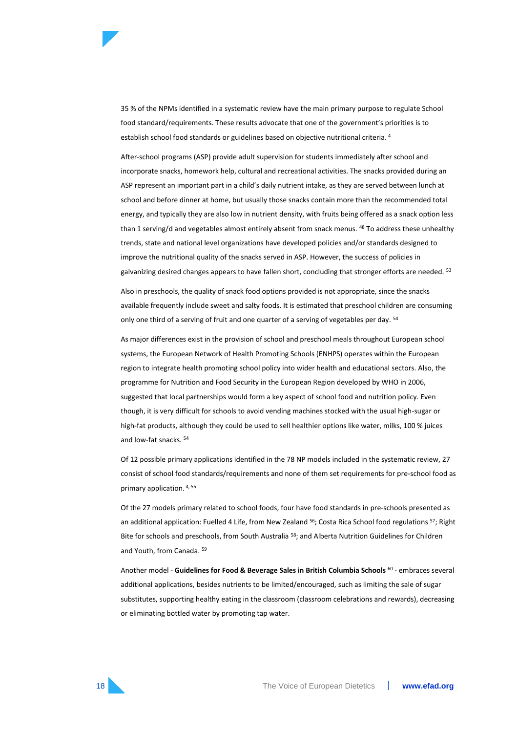35 % of the NPMs identified in a systematic review have the main primary purpose to regulate School food standard/requirements. These results advocate that one of the government's priorities is to establish school food standards or guidelines based on objective nutritional criteria. [4]

After-school programs (ASP) provide adult supervision for students immediately after school and incorporate snacks, homework help, cultural and recreational activities. The snacks provided during an ASP represent an important part in a child's daily nutrient intake, as they are served between lunch at school and before dinner at home, but usually those snacks contain more than the recommended total energy, and typically they are also low in nutrient density, with fruits being offered as a snack option less than 1 serving/d and vegetables almost entirely absent from snack menus. [48] To address these unhealthy trends, state and national level organizations have developed policies and/or standards designed to improve the nutritional quality of the snacks served in ASP. However, the success of policies in galvanizing desired changes appears to have fallen short, concluding that stronger efforts are needed. [53]

Also in preschools, the quality of snack food options provided is not appropriate, since the snacks available frequently include sweet and salty foods. It is estimated that preschool children are consuming only one third of a serving of fruit and one quarter of a serving of vegetables per day. [54]

As major differences exist in the provision of school and preschool meals throughout European school systems, the European Network of Health Promoting Schools (ENHPS) operates within the European region to integrate health promoting school policy into wider health and educational sectors. Also, the programme for Nutrition and Food Security in the European Region developed by WHO in 2006, suggested that local partnerships would form a key aspect of school food and nutrition policy. Even though, it is very difficult for schools to avoid vending machines stocked with the usual high-sugar or high-fat products, although they could be used to sell healthier options like water, milks, 100 % juices and low-fat snacks. [54]

Of 12 possible primary applications identified in the 78 NP models included in the systematic review, 27 consist of school food standards/requirements and none of them set requirements for pre-school food as primary application. [4, 55]

Of the 27 models primary related to school foods, four have food standards in pre-schools presented as an additional application: Fuelled 4 Life, from New Zealand [56]; Costa Rica School food regulations [57]; Right Bite for schools and preschools, from South Australia [58]; and Alberta Nutrition Guidelines for Children and Youth, from Canada. [59]

Another model - **Guidelines for Food & Beverage Sales in British Columbia Schools** [60] - embraces several additional applications, besides nutrients to be limited/encouraged, such as limiting the sale of sugar substitutes, supporting healthy eating in the classroom (classroom celebrations and rewards), decreasing or eliminating bottled water by promoting tap water.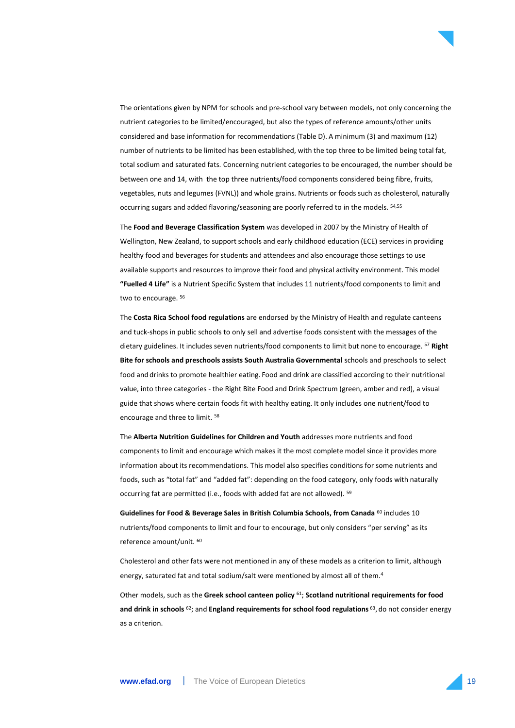The orientations given by NPM for schools and pre-school vary between models, not only concerning the nutrient categories to be limited/encouraged, but also the types of reference amounts/other units considered and base information for recommendations (Table D). A minimum (3) and maximum (12) number of nutrients to be limited has been established, with the top three to be limited being total fat, total sodium and saturated fats. Concerning nutrient categories to be encouraged, the number should be between one and 14, with the top three nutrients/food components considered being fibre, fruits, vegetables, nuts and legumes (FVNL)) and whole grains. Nutrients or foods such as cholesterol, naturally occurring sugars and added flavoring/seasoning are poorly referred to in the models. [54,55]

The **Food and Beverage Classification System** was developed in 2007 by the Ministry of Health of Wellington, New Zealand, to support schools and early childhood education (ECE) services in providing healthy food and beverages for students and attendees and also encourage those settings to use available supports and resources to improve their food and physical activity environment. This model **"Fuelled 4 Life"** is a Nutrient Specific System that includes 11 nutrients/food components to limit and two to encourage. [56]

The **Costa Rica School food regulations** are endorsed by the Ministry of Health and regulate canteens and tuck-shops in public schools to only sell and advertise foods consistent with the messages of the dietary guidelines. It includes seven nutrients/food components to limit but none to encourage. [57] **Right Bite for schools and preschools assists South Australia Governmental** schools and preschools to select food and drinks to promote healthier eating. Food and drink are classified according to their nutritional value, into three categories - the Right Bite Food and Drink Spectrum (green, amber and red), a visual guide that shows where certain foods fit with healthy eating. It only includes one nutrient/food to encourage and three to limit. [58]

The **Alberta Nutrition Guidelines for Children and Youth** addresses more nutrients and food components to limit and encourage which makes it the most complete model since it provides more information about its recommendations. This model also specifies conditions for some nutrients and foods, such as "total fat" and "added fat": depending on the food category, only foods with naturally occurring fat are permitted (i.e., foods with added fat are not allowed). [59]

**Guidelines for Food & Beverage Sales in British Columbia Schools, from Canada** [60] includes 10 nutrients/food components to limit and four to encourage, but only considers "per serving" as its reference amount/unit. [60]

Cholesterol and other fats were not mentioned in any of these models as a criterion to limit, although energy, saturated fat and total sodium/salt were mentioned by almost all of them.[4]

Other models, such as the **Greek school canteen policy** [61]; **Scotland nutritional requirements for food and drink in schools** [62]; and **England requirements for school food regulations** [63], do not consider energy as a criterion.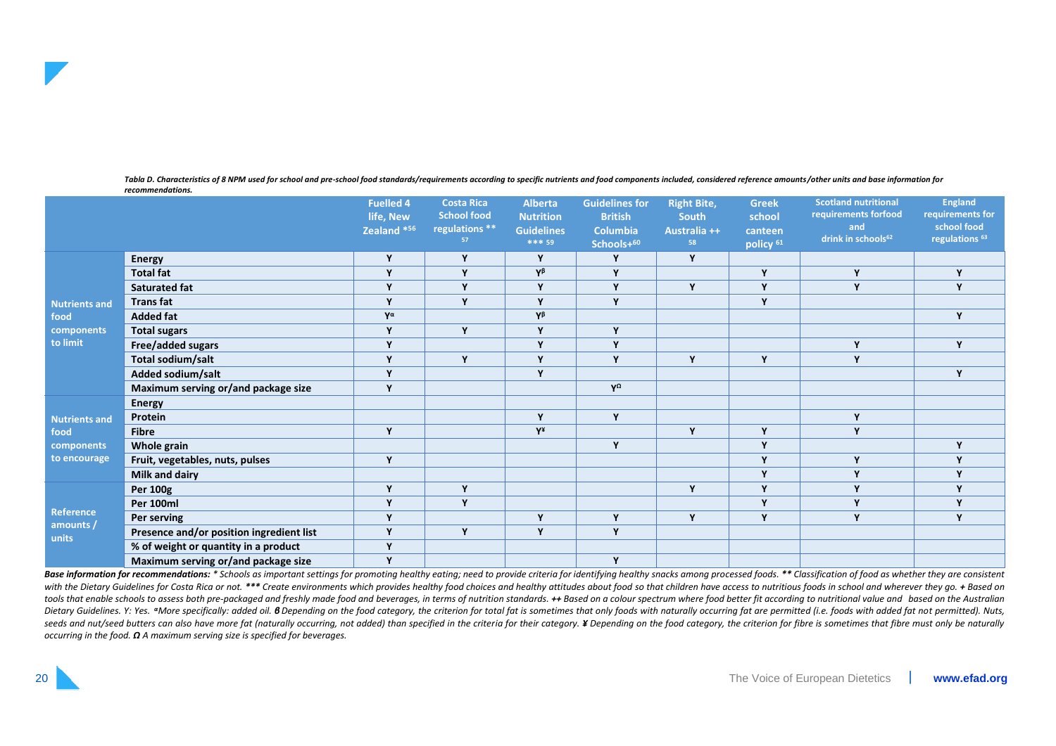*Tabla D. Characteristics of 8 NPM used for school and pre-school food standards/requirements according to specific nutrients and food components included, considered reference amounts/other units and base information for recommendations.*

| | | Fuelled 4 life, New Zealand *[56] | Costa Rica School food regulations **[57] | Alberta Nutrition Guidelines ***[59] | Guidelines for British Columbia Schools+[60] | Right Bite, South Australia ++[58] | Greek school canteen policy[61] | Scotland nutritional requirements forfood and drink in schools[62] | England requirements for school food regulations[63] |
|---|---|---|---|---|---|---|---|---|---|
| **Nutrients and food components to limit** | **Energy** | Y | Y | Y | Y | Y | | | |
| | **Total fat** | Y | Y | Y[β] | Y | | Y | Y | Y |
| | **Saturated fat** | Y | Y | Y | Y | Y | Y | Y | Y |
| | **Trans fat** | Y | Y | Y | Y | | Y | | |
| | **Added fat** | Y[α] | | Y[β] | | | | | Y |
| | **Total sugars** | Y | Y | Y | Y | | | | |
| | **Free/added sugars** | Y | | Y | Y | | | Y | Y |
| | **Total sodium/salt** | Y | Y | Y | Y | Y | Y | Y | |
| | **Added sodium/salt** | Y | | Y | | | | | Y |
| | **Maximum serving or/and package size** | Y | | | Y[Ω] | | | | |
| **Nutrients and food components to encourage** | **Energy** | | | | | | | | |
| | **Protein** | | | Y | Y | | | Y | |
| | **Fibre** | Y | | Y[¥] | | Y | Y | Y | |
| | **Whole grain** | | | | Y | | Y | | Y |
| | **Fruit, vegetables, nuts, pulses** | Y | | | | | Y | Y | Y |
| | **Milk and dairy** | | | | | | Y | Y | Y |
| **Reference amounts / units** | **Per 100g** | Y | Y | | | Y | Y | Y | Y |
| | **Per 100ml** | Y | Y | | | | Y | Y | Y |
| | **Per serving** | Y | | Y | Y | Y | Y | Y | Y |
| | **Presence and/or position ingredient list** | Y | Y | Y | Y | | | | |
| | **% of weight or quantity in a product** | Y | | | | | | | |
| | **Maximum serving or/and package size** | Y | | | Y | | | | |

***Base information for recommendations:*** *\* Schools as important settings for promoting healthy eating; need to provide criteria for identifying healthy snacks among processed foods. \*\* Classification of food as whether they are consistent with the Dietary Guidelines for Costa Rica or not. \*\*\* Create environments which provides healthy food choices and healthy attitudes about food so that children have access to nutritious foods in school and wherever they go. + Based on tools that enable schools to assess both pre-packaged and freshly made food and beverages, in terms of nutrition standards. ++ Based on a colour spectrum where food better fit according to nutritional value and based on the Australian Dietary Guidelines. Y: Yes. α More specifically: added oil. β Depending on the food category, the criterion for total fat is sometimes that only foods with naturally occurring fat are permitted (i.e. foods with added fat not permitted). Nuts, seeds and nut/seed butters can also have more fat (naturally occurring, not added) than specified in the criteria for their category. ¥ Depending on the food category, the criterion for fibre is sometimes that fibre must only be naturally occurring in the food. Ω A maximum serving size is specified for beverages.*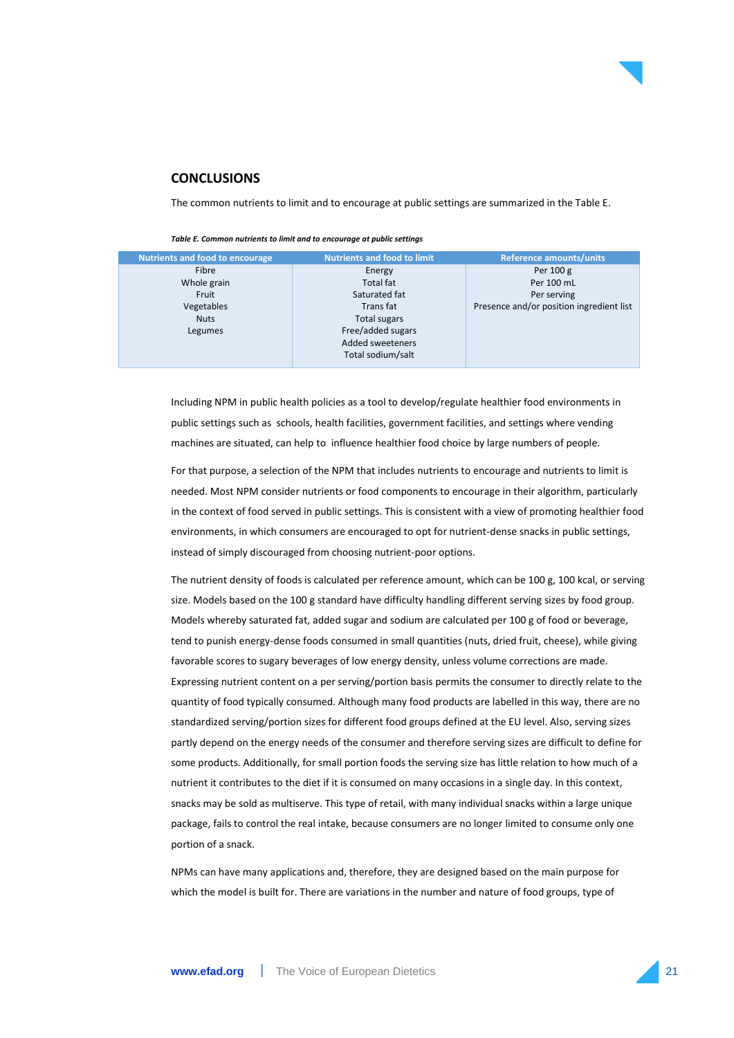## CONCLUSIONS

The common nutrients to limit and to encourage at public settings are summarized in the Table E.

***Table E. Common nutrients to limit and to encourage at public settings***

| Nutrients and food to encourage | Nutrients and food to limit | Reference amounts/units |
|---|---|---|
| Fibre | Energy | Per 100 g |
| Whole grain | Total fat | Per 100 mL |
| Fruit | Saturated fat | Per serving |
| Vegetables | Trans fat | Presence and/or position ingredient list |
| Nuts | Total sugars | |
| Legumes | Free/added sugars | |
| | Added sweeteners | |
| | Total sodium/salt | |

Including NPM in public health policies as a tool to develop/regulate healthier food environments in public settings such as schools, health facilities, government facilities, and settings where vending machines are situated, can help to influence healthier food choice by large numbers of people.

For that purpose, a selection of the NPM that includes nutrients to encourage and nutrients to limit is needed. Most NPM consider nutrients or food components to encourage in their algorithm, particularly in the context of food served in public settings. This is consistent with a view of promoting healthier food environments, in which consumers are encouraged to opt for nutrient-dense snacks in public settings, instead of simply discouraged from choosing nutrient-poor options.

The nutrient density of foods is calculated per reference amount, which can be 100 g, 100 kcal, or serving size. Models based on the 100 g standard have difficulty handling different serving sizes by food group. Models whereby saturated fat, added sugar and sodium are calculated per 100 g of food or beverage, tend to punish energy-dense foods consumed in small quantities (nuts, dried fruit, cheese), while giving favorable scores to sugary beverages of low energy density, unless volume corrections are made. Expressing nutrient content on a per serving/portion basis permits the consumer to directly relate to the quantity of food typically consumed. Although many food products are labelled in this way, there are no standardized serving/portion sizes for different food groups defined at the EU level. Also, serving sizes partly depend on the energy needs of the consumer and therefore serving sizes are difficult to define for some products. Additionally, for small portion foods the serving size has little relation to how much of a nutrient it contributes to the diet if it is consumed on many occasions in a single day. In this context, snacks may be sold as multiserve. This type of retail, with many individual snacks within a large unique package, fails to control the real intake, because consumers are no longer limited to consume only one portion of a snack.

NPMs can have many applications and, therefore, they are designed based on the main purpose for which the model is built for. There are variations in the number and nature of food groups, type of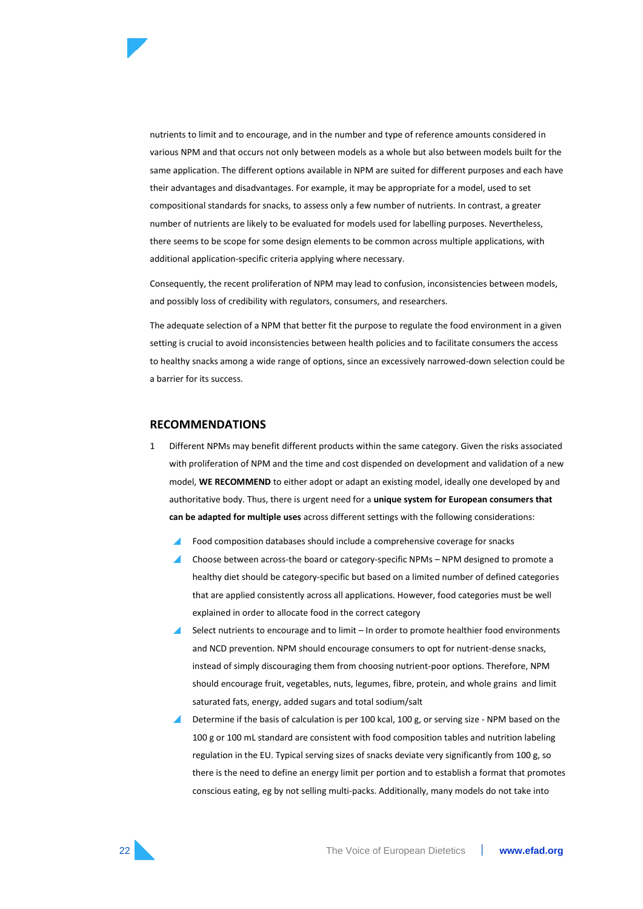nutrients to limit and to encourage, and in the number and type of reference amounts considered in various NPM and that occurs not only between models as a whole but also between models built for the same application. The different options available in NPM are suited for different purposes and each have their advantages and disadvantages. For example, it may be appropriate for a model, used to set compositional standards for snacks, to assess only a few number of nutrients. In contrast, a greater number of nutrients are likely to be evaluated for models used for labelling purposes. Nevertheless, there seems to be scope for some design elements to be common across multiple applications, with additional application-specific criteria applying where necessary.

Consequently, the recent proliferation of NPM may lead to confusion, inconsistencies between models, and possibly loss of credibility with regulators, consumers, and researchers.

The adequate selection of a NPM that better fit the purpose to regulate the food environment in a given setting is crucial to avoid inconsistencies between health policies and to facilitate consumers the access to healthy snacks among a wide range of options, since an excessively narrowed-down selection could be a barrier for its success.

## RECOMMENDATIONS

1. Different NPMs may benefit different products within the same category. Given the risks associated with proliferation of NPM and the time and cost dispended on development and validation of a new model, **WE RECOMMEND** to either adopt or adapt an existing model, ideally one developed by and authoritative body. Thus, there is urgent need for a **unique system for European consumers that can be adapted for multiple uses** across different settings with the following considerations:

   - Food composition databases should include a comprehensive coverage for snacks
   - Choose between across-the board or category-specific NPMs – NPM designed to promote a healthy diet should be category-specific but based on a limited number of defined categories that are applied consistently across all applications. However, food categories must be well explained in order to allocate food in the correct category
   - Select nutrients to encourage and to limit – In order to promote healthier food environments and NCD prevention. NPM should encourage consumers to opt for nutrient-dense snacks, instead of simply discouraging them from choosing nutrient-poor options. Therefore, NPM should encourage fruit, vegetables, nuts, legumes, fibre, protein, and whole grains and limit saturated fats, energy, added sugars and total sodium/salt
   - Determine if the basis of calculation is per 100 kcal, 100 g, or serving size - NPM based on the 100 g or 100 mL standard are consistent with food composition tables and nutrition labeling regulation in the EU. Typical serving sizes of snacks deviate very significantly from 100 g, so there is the need to define an energy limit per portion and to establish a format that promotes conscious eating, eg by not selling multi-packs. Additionally, many models do not take into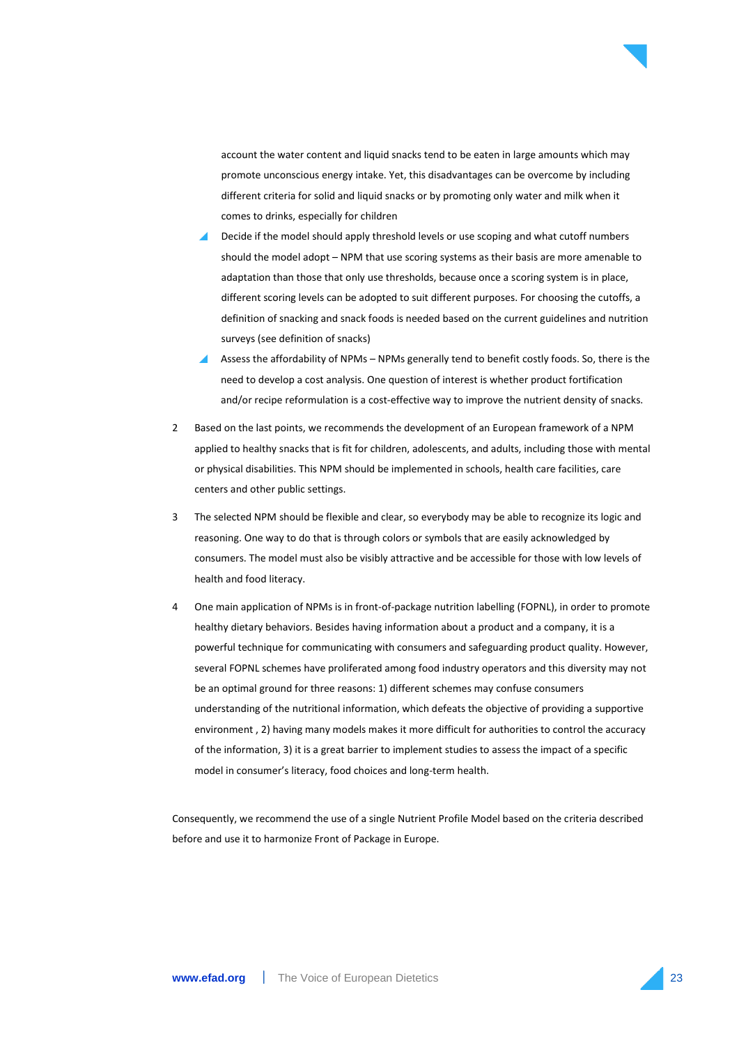account the water content and liquid snacks tend to be eaten in large amounts which may promote unconscious energy intake. Yet, this disadvantages can be overcome by including different criteria for solid and liquid snacks or by promoting only water and milk when it comes to drinks, especially for children

- Decide if the model should apply threshold levels or use scoping and what cutoff numbers should the model adopt – NPM that use scoring systems as their basis are more amenable to adaptation than those that only use thresholds, because once a scoring system is in place, different scoring levels can be adopted to suit different purposes. For choosing the cutoffs, a definition of snacking and snack foods is needed based on the current guidelines and nutrition surveys (see definition of snacks)
- Assess the affordability of NPMs – NPMs generally tend to benefit costly foods. So, there is the need to develop a cost analysis. One question of interest is whether product fortification and/or recipe reformulation is a cost-effective way to improve the nutrient density of snacks.

2. Based on the last points, we recommends the development of an European framework of a NPM applied to healthy snacks that is fit for children, adolescents, and adults, including those with mental or physical disabilities. This NPM should be implemented in schools, health care facilities, care centers and other public settings.

3. The selected NPM should be flexible and clear, so everybody may be able to recognize its logic and reasoning. One way to do that is through colors or symbols that are easily acknowledged by consumers. The model must also be visibly attractive and be accessible for those with low levels of health and food literacy.

4. One main application of NPMs is in front-of-package nutrition labelling (FOPNL), in order to promote healthy dietary behaviors. Besides having information about a product and a company, it is a powerful technique for communicating with consumers and safeguarding product quality. However, several FOPNL schemes have proliferated among food industry operators and this diversity may not be an optimal ground for three reasons: 1) different schemes may confuse consumers understanding of the nutritional information, which defeats the objective of providing a supportive environment , 2) having many models makes it more difficult for authorities to control the accuracy of the information, 3) it is a great barrier to implement studies to assess the impact of a specific model in consumer's literacy, food choices and long-term health.

Consequently, we recommend the use of a single Nutrient Profile Model based on the criteria described before and use it to harmonize Front of Package in Europe.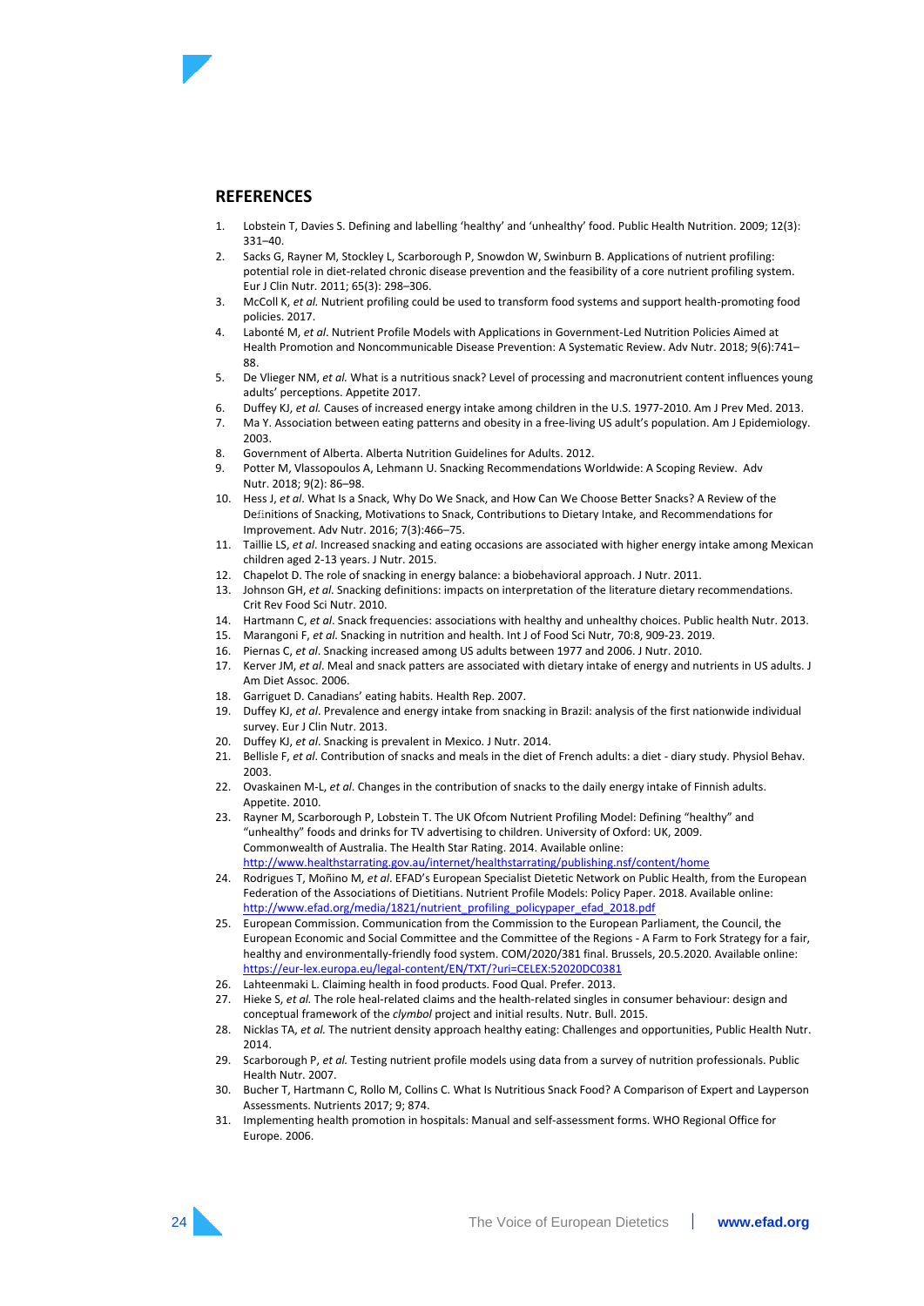## REFERENCES

1. Lobstein T, Davies S. Defining and labelling 'healthy' and 'unhealthy' food. Public Health Nutrition. 2009; 12(3): 331–40.
2. Sacks G, Rayner M, Stockley L, Scarborough P, Snowdon W, Swinburn B. Applications of nutrient profiling: potential role in diet-related chronic disease prevention and the feasibility of a core nutrient profiling system. Eur J Clin Nutr. 2011; 65(3): 298–306.
3. McColl K, *et al.* Nutrient profiling could be used to transform food systems and support health-promoting food policies. 2017.
4. Labonté M, *et al*. Nutrient Profile Models with Applications in Government-Led Nutrition Policies Aimed at Health Promotion and Noncommunicable Disease Prevention: A Systematic Review. Adv Nutr. 2018; 9(6):741–88.
5. De Vlieger NM, *et al.* What is a nutritious snack? Level of processing and macronutrient content influences young adults' perceptions. Appetite 2017.
6. Duffey KJ, *et al.* Causes of increased energy intake among children in the U.S. 1977-2010. Am J Prev Med. 2013.
7. Ma Y. Association between eating patterns and obesity in a free-living US adult's population. Am J Epidemiology. 2003.
8. Government of Alberta. Alberta Nutrition Guidelines for Adults. 2012.
9. Potter M, Vlassopoulos A, Lehmann U. Snacking Recommendations Worldwide: A Scoping Review. Adv Nutr. 2018; 9(2): 86–98.
10. Hess J, *et al*. What Is a Snack, Why Do We Snack, and How Can We Choose Better Snacks? A Review of the Definitions of Snacking, Motivations to Snack, Contributions to Dietary Intake, and Recommendations for Improvement. Adv Nutr. 2016; 7(3):466–75.
11. Taillie LS, *et al*. Increased snacking and eating occasions are associated with higher energy intake among Mexican children aged 2-13 years. J Nutr. 2015.
12. Chapelot D. The role of snacking in energy balance: a biobehavioral approach. J Nutr. 2011.
13. Johnson GH, *et al*. Snacking definitions: impacts on interpretation of the literature dietary recommendations. Crit Rev Food Sci Nutr. 2010.
14. Hartmann C, *et al*. Snack frequencies: associations with healthy and unhealthy choices. Public health Nutr. 2013.
15. Marangoni F, *et al*. Snacking in nutrition and health. Int J of Food Sci Nutr, 70:8, 909-23. 2019.
16. Piernas C, *et al*. Snacking increased among US adults between 1977 and 2006. J Nutr. 2010.
17. Kerver JM, *et al*. Meal and snack patters are associated with dietary intake of energy and nutrients in US adults. J Am Diet Assoc. 2006.
18. Garriguet D. Canadians' eating habits. Health Rep. 2007.
19. Duffey KJ, *et al*. Prevalence and energy intake from snacking in Brazil: analysis of the first nationwide individual survey. Eur J Clin Nutr. 2013.
20. Duffey KJ, *et al*. Snacking is prevalent in Mexico. J Nutr. 2014.
21. Bellisle F, *et al*. Contribution of snacks and meals in the diet of French adults: a diet - diary study. Physiol Behav. 2003.
22. Ovaskainen M-L, *et al*. Changes in the contribution of snacks to the daily energy intake of Finnish adults. Appetite. 2010.
23. Rayner M, Scarborough P, Lobstein T. The UK Ofcom Nutrient Profiling Model: Defining "healthy" and "unhealthy" foods and drinks for TV advertising to children. University of Oxford: UK, 2009. Commonwealth of Australia. The Health Star Rating. 2014. Available online: http://www.healthstarrating.gov.au/internet/healthstarrating/publishing.nsf/content/home
24. Rodrigues T, Moñino M, *et al*. EFAD's European Specialist Dietetic Network on Public Health, from the European Federation of the Associations of Dietitians. Nutrient Profile Models: Policy Paper. 2018. Available online: http://www.efad.org/media/1821/nutrient_profiling_policypaper_efad_2018.pdf
25. European Commission. Communication from the Commission to the European Parliament, the Council, the European Economic and Social Committee and the Committee of the Regions - A Farm to Fork Strategy for a fair, healthy and environmentally-friendly food system. COM/2020/381 final. Brussels, 20.5.2020. Available online: https://eur-lex.europa.eu/legal-content/EN/TXT/?uri=CELEX:52020DC0381
26. Lahteenmaki L. Claiming health in food products. Food Qual. Prefer. 2013.
27. Hieke S, *et al.* The role heal-related claims and the health-related singles in consumer behaviour: design and conceptual framework of the *clymbol* project and initial results. Nutr. Bull. 2015.
28. Nicklas TA, *et al.* The nutrient density approach healthy eating: Challenges and opportunities, Public Health Nutr. 2014.
29. Scarborough P, *et al.* Testing nutrient profile models using data from a survey of nutrition professionals. Public Health Nutr. 2007.
30. Bucher T, Hartmann C, Rollo M, Collins C. What Is Nutritious Snack Food? A Comparison of Expert and Layperson Assessments. Nutrients 2017; 9; 874.
31. Implementing health promotion in hospitals: Manual and self-assessment forms. WHO Regional Office for Europe. 2006.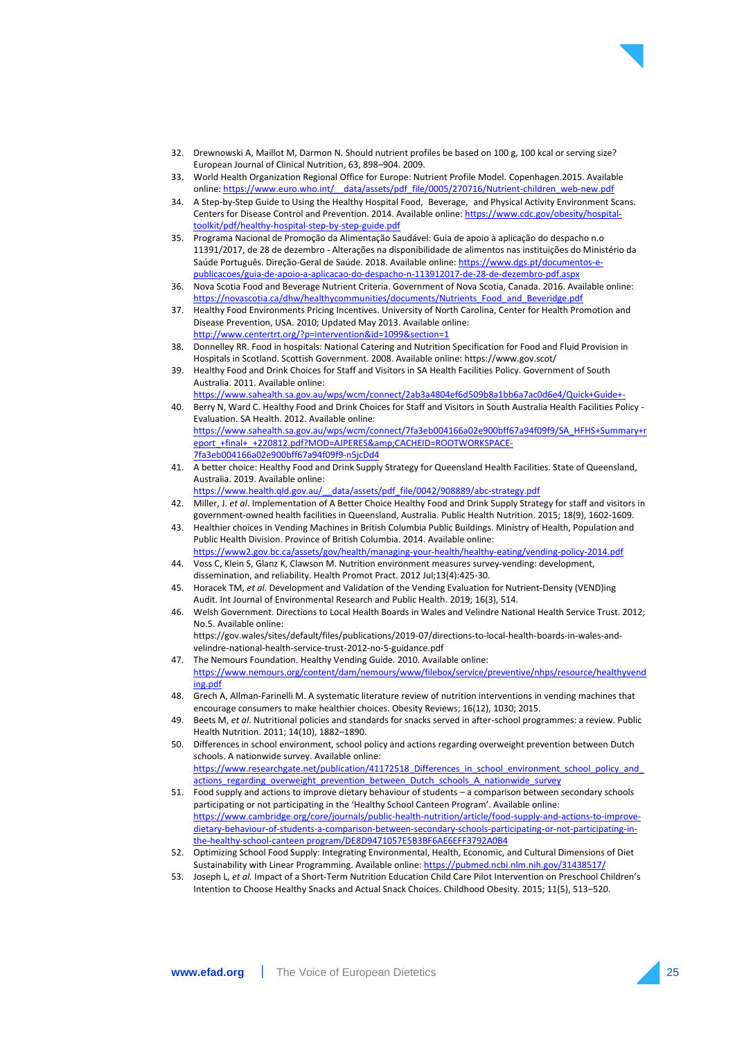32. Drewnowski A, Maillot M, Darmon N. Should nutrient profiles be based on 100 g, 100 kcal or serving size? European Journal of Clinical Nutrition, 63, 898–904. 2009.
33. World Health Organization Regional Office for Europe: Nutrient Profile Model. Copenhagen.2015. Available online: https://www.euro.who.int/__data/assets/pdf_file/0005/270716/Nutrient-children_web-new.pdf
34. A Step-by-Step Guide to Using the Healthy Hospital Food, Beverage, and Physical Activity Environment Scans. Centers for Disease Control and Prevention. 2014. Available online: https://www.cdc.gov/obesity/hospital-toolkit/pdf/healthy-hospital-step-by-step-guide.pdf
35. Programa Nacional de Promoção da Alimentação Saudável: Guia de apoio à aplicação do despacho n.o 11391/2017, de 28 de dezembro - Alterações na disponibilidade de alimentos nas instituições do Ministério da Saúde Português. Direção-Geral de Saúde. 2018. Available online: https://www.dgs.pt/documentos-e-publicacoes/guia-de-apoio-a-aplicacao-do-despacho-n-113912017-de-28-de-dezembro-pdf.aspx
36. Nova Scotia Food and Beverage Nutrient Criteria. Government of Nova Scotia, Canada. 2016. Available online: https://novascotia.ca/dhw/healthycommunities/documents/Nutrients_Food_and_Beveridge.pdf
37. Healthy Food Environments Pricing Incentives. University of North Carolina, Center for Health Promotion and Disease Prevention, USA. 2010; Updated May 2013. Available online: http://www.centertrt.org/?p=intervention&id=1099&section=1
38. Donnelley RR. Food in hospitals: National Catering and Nutrition Specification for Food and Fluid Provision in Hospitals in Scotland. Scottish Government. 2008. Available online: https://www.gov.scot/
39. Healthy Food and Drink Choices for Staff and Visitors in SA Health Facilities Policy. Government of South Australia. 2011. Available online: https://www.sahealth.sa.gov.au/wps/wcm/connect/2ab3a4804ef6d509b8a1bb6a7ac0d6e4/Quick+Guide+-
40. Berry N, Ward C. Healthy Food and Drink Choices for Staff and Visitors in South Australia Health Facilities Policy - Evaluation. SA Health. 2012. Available online: https://www.sahealth.sa.gov.au/wps/wcm/connect/7fa3eb004166a02e900bff67a94f09f9/SA_HFHS+Summary+report_+final+_+220812.pdf?MOD=AJPERES&amp;CACHEID=ROOTWORKSPACE-7fa3eb004166a02e900bff67a94f09f9-n5jcDd4
41. A better choice: Healthy Food and Drink Supply Strategy for Queensland Health Facilities. State of Queensland, Australia. 2019. Available online: https://www.health.qld.gov.au/__data/assets/pdf_file/0042/908889/abc-strategy.pdf
42. Miller, J. *et al*. Implementation of A Better Choice Healthy Food and Drink Supply Strategy for staff and visitors in government-owned health facilities in Queensland, Australia. Public Health Nutrition. 2015; 18(9), 1602-1609.
43. Healthier choices in Vending Machines in British Columbia Public Buildings. Ministry of Health, Population and Public Health Division. Province of British Columbia. 2014. Available online: https://www2.gov.bc.ca/assets/gov/health/managing-your-health/healthy-eating/vending-policy-2014.pdf
44. Voss C, Klein S, Glanz K, Clawson M. Nutrition environment measures survey-vending: development, dissemination, and reliability. Health Promot Pract. 2012 Jul;13(4):425-30.
45. Horacek TM, *et al.* Development and Validation of the Vending Evaluation for Nutrient-Density (VEND)ing Audit. Int Journal of Environmental Research and Public Health. 2019; 16(3), 514.
46. Welsh Government. Directions to Local Health Boards in Wales and Velindre National Health Service Trust. 2012; No.5. Available online: https://gov.wales/sites/default/files/publications/2019-07/directions-to-local-health-boards-in-wales-and-velindre-national-health-service-trust-2012-no-5-guidance.pdf
47. The Nemours Foundation. Healthy Vending Guide. 2010. Available online: https://www.nemours.org/content/dam/nemours/www/filebox/service/preventive/nhps/resource/healthyvending.pdf
48. Grech A, Allman-Farinelli M. A systematic literature review of nutrition interventions in vending machines that encourage consumers to make healthier choices. Obesity Reviews; 16(12), 1030; 2015.
49. Beets M, *et al*. Nutritional policies and standards for snacks served in after-school programmes: a review. Public Health Nutrition. 2011; 14(10), 1882–1890.
50. Differences in school environment, school policy and actions regarding overweight prevention between Dutch schools. A nationwide survey. Available online: https://www.researchgate.net/publication/41172518_Differences_in_school_environment_school_policy_and_actions_regarding_overweight_prevention_between_Dutch_schools_A_nationwide_survey
51. Food supply and actions to improve dietary behaviour of students – a comparison between secondary schools participating or not participating in the 'Healthy School Canteen Program'. Available online: https://www.cambridge.org/core/journals/public-health-nutrition/article/food-supply-and-actions-to-improve-dietary-behaviour-of-students-a-comparison-between-secondary-schools-participating-or-not-participating-in-the-healthy-school-canteen program/DE8D9471057E5B3BF6AE6EFF3792A0B4
52. Optimizing School Food Supply: Integrating Environmental, Health, Economic, and Cultural Dimensions of Diet Sustainability with Linear Programming. Available online: https://pubmed.ncbi.nlm.nih.gov/31438517/
53. Joseph L, *et al.* Impact of a Short-Term Nutrition Education Child Care Pilot Intervention on Preschool Children's Intention to Choose Healthy Snacks and Actual Snack Choices. Childhood Obesity. 2015; 11(5), 513–520.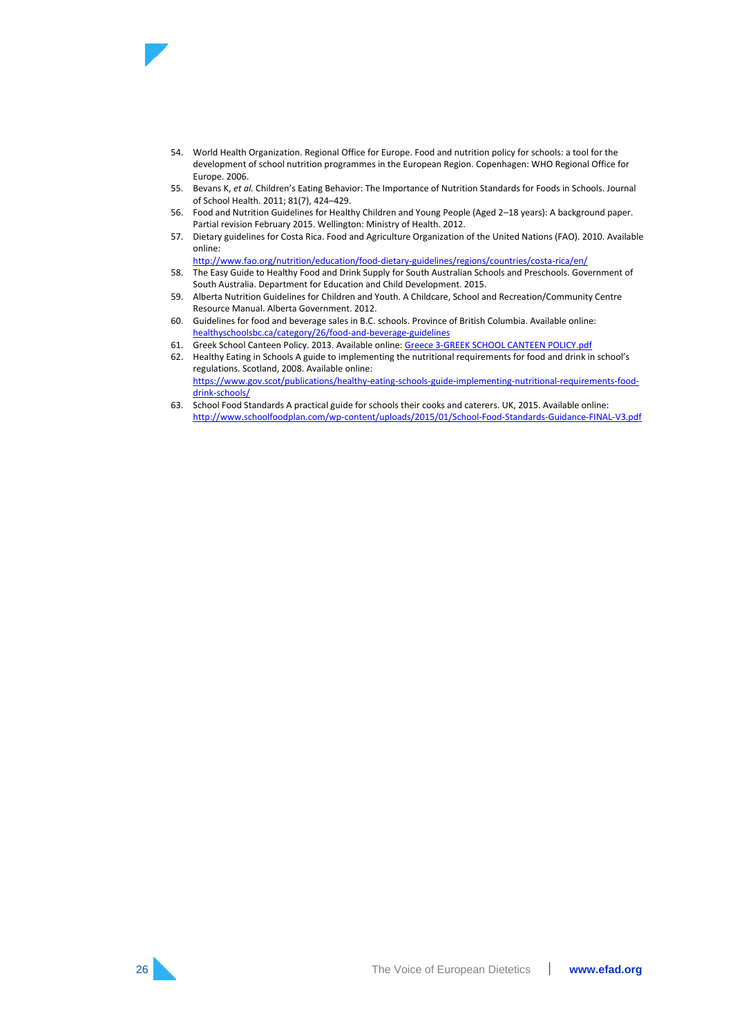54. World Health Organization. Regional Office for Europe. Food and nutrition policy for schools: a tool for the development of school nutrition programmes in the European Region. Copenhagen: WHO Regional Office for Europe. 2006.
55. Bevans K, *et al.* Children's Eating Behavior: The Importance of Nutrition Standards for Foods in Schools. Journal of School Health. 2011; 81(7), 424–429.
56. Food and Nutrition Guidelines for Healthy Children and Young People (Aged 2–18 years): A background paper. Partial revision February 2015. Wellington: Ministry of Health. 2012.
57. Dietary guidelines for Costa Rica. Food and Agriculture Organization of the United Nations (FAO). 2010. Available online: http://www.fao.org/nutrition/education/food-dietary-guidelines/regions/countries/costa-rica/en/
58. The Easy Guide to Healthy Food and Drink Supply for South Australian Schools and Preschools. Government of South Australia. Department for Education and Child Development. 2015.
59. Alberta Nutrition Guidelines for Children and Youth. A Childcare, School and Recreation/Community Centre Resource Manual. Alberta Government. 2012.
60. Guidelines for food and beverage sales in B.C. schools. Province of British Columbia. Available online: healthyschoolsbc.ca/category/26/food-and-beverage-guidelines
61. Greek School Canteen Policy. 2013. Available online: Greece 3-GREEK SCHOOL CANTEEN POLICY.pdf
62. Healthy Eating in Schools A guide to implementing the nutritional requirements for food and drink in school's regulations. Scotland, 2008. Available online: https://www.gov.scot/publications/healthy-eating-schools-guide-implementing-nutritional-requirements-food-drink-schools/
63. School Food Standards A practical guide for schools their cooks and caterers. UK, 2015. Available online: http://www.schoolfoodplan.com/wp-content/uploads/2015/01/School-Food-Standards-Guidance-FINAL-V3.pdf